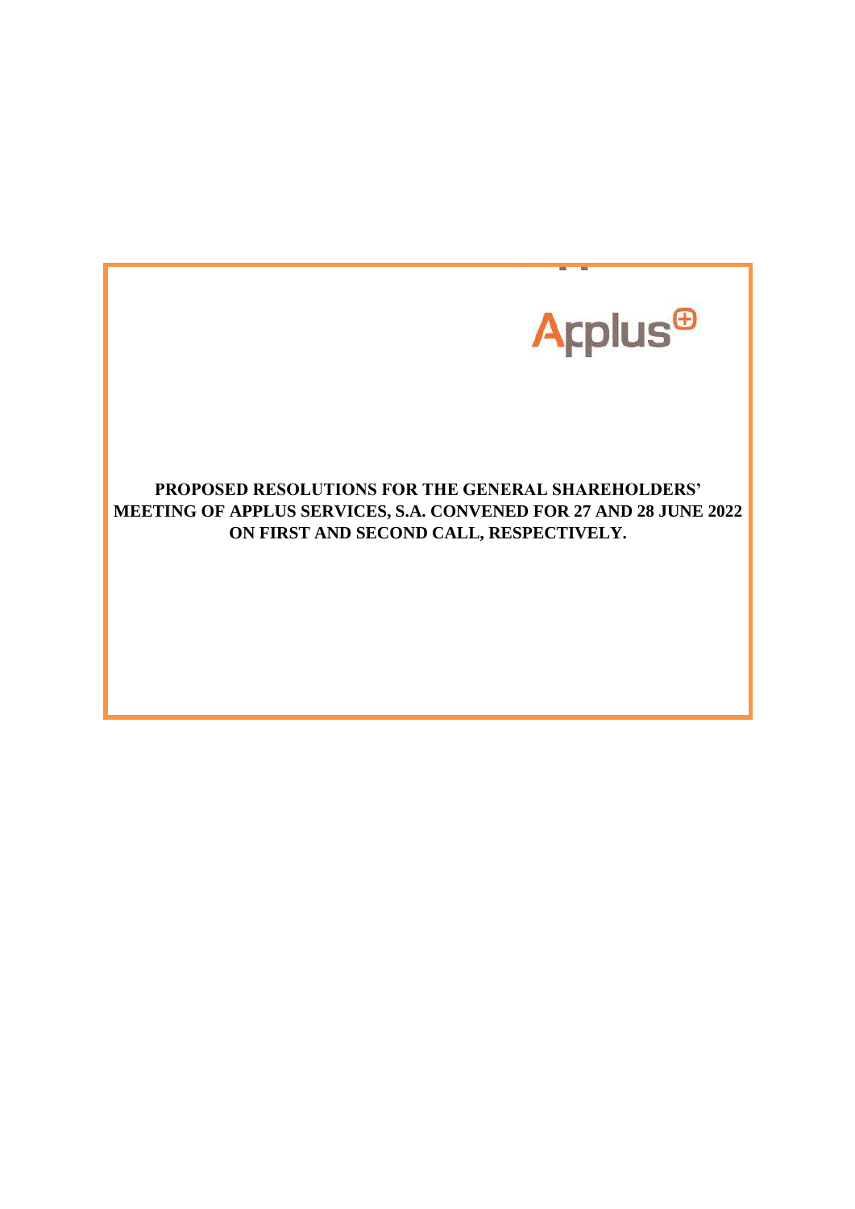Applus

**PROPOSED RESOLUTIONS FOR THE GENERAL SHAREHOLDERS' MEETING OF APPLUS SERVICES, S.A. CONVENED FOR 27 AND 28 JUNE 2022 ON FIRST AND SECOND CALL, RESPECTIVELY.**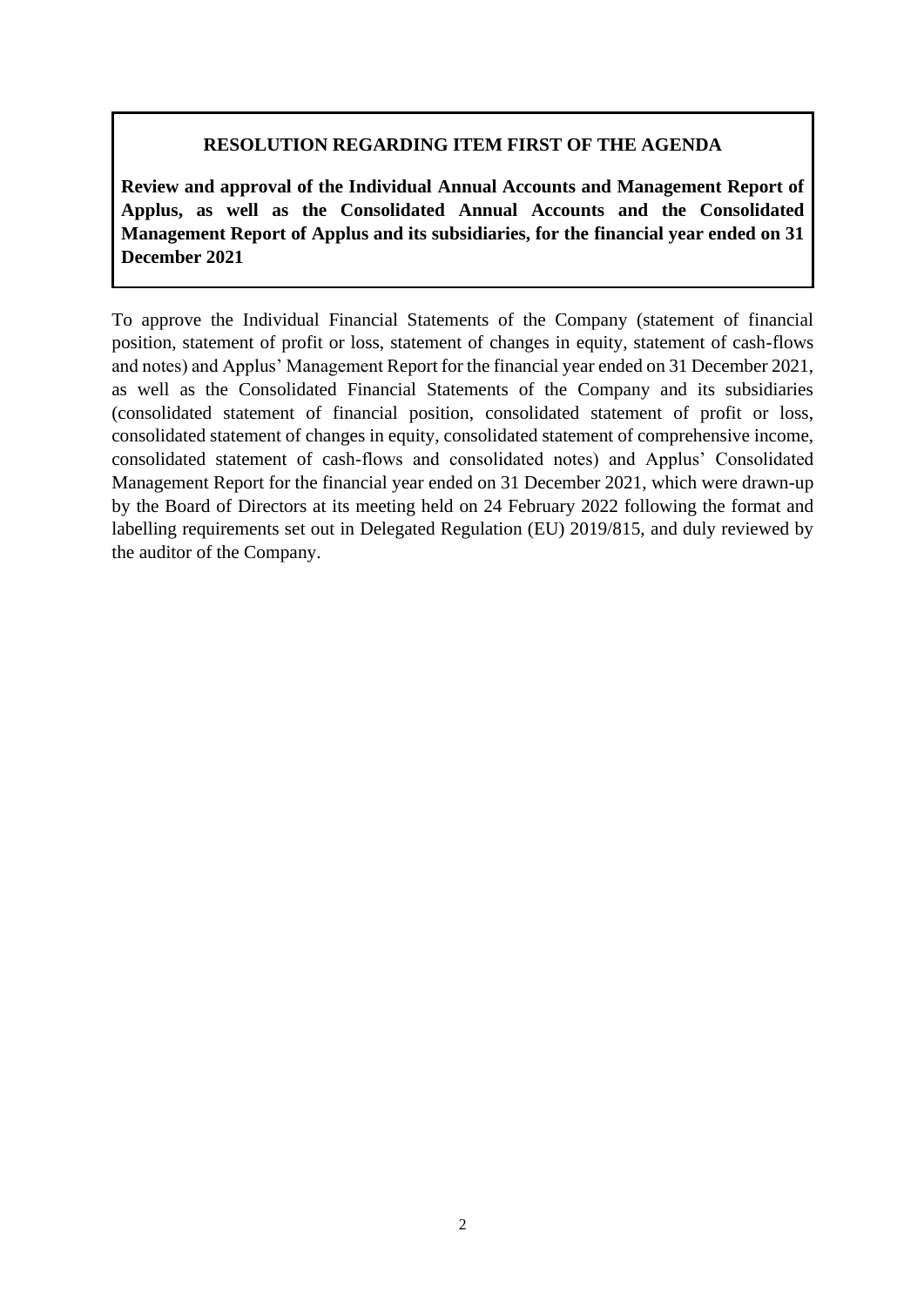**RESOLUTION REGARDING ITEM FIRST OF THE AGENDA**

**Review and approval of the Individual Annual Accounts and Management Report of Applus, as well as the Consolidated Annual Accounts and the Consolidated Management Report of Applus and its subsidiaries, for the financial year ended on 31 December 2021**

To approve the Individual Financial Statements of the Company (statement of financial position, statement of profit or loss, statement of changes in equity, statement of cash-flows and notes) and Applus' Management Report for the financial year ended on 31 December 2021, as well as the Consolidated Financial Statements of the Company and its subsidiaries (consolidated statement of financial position, consolidated statement of profit or loss, consolidated statement of changes in equity, consolidated statement of comprehensive income, consolidated statement of cash-flows and consolidated notes) and Applus' Consolidated Management Report for the financial year ended on 31 December 2021, which were drawn-up by the Board of Directors at its meeting held on 24 February 2022 following the format and labelling requirements set out in Delegated Regulation (EU) 2019/815, and duly reviewed by the auditor of the Company.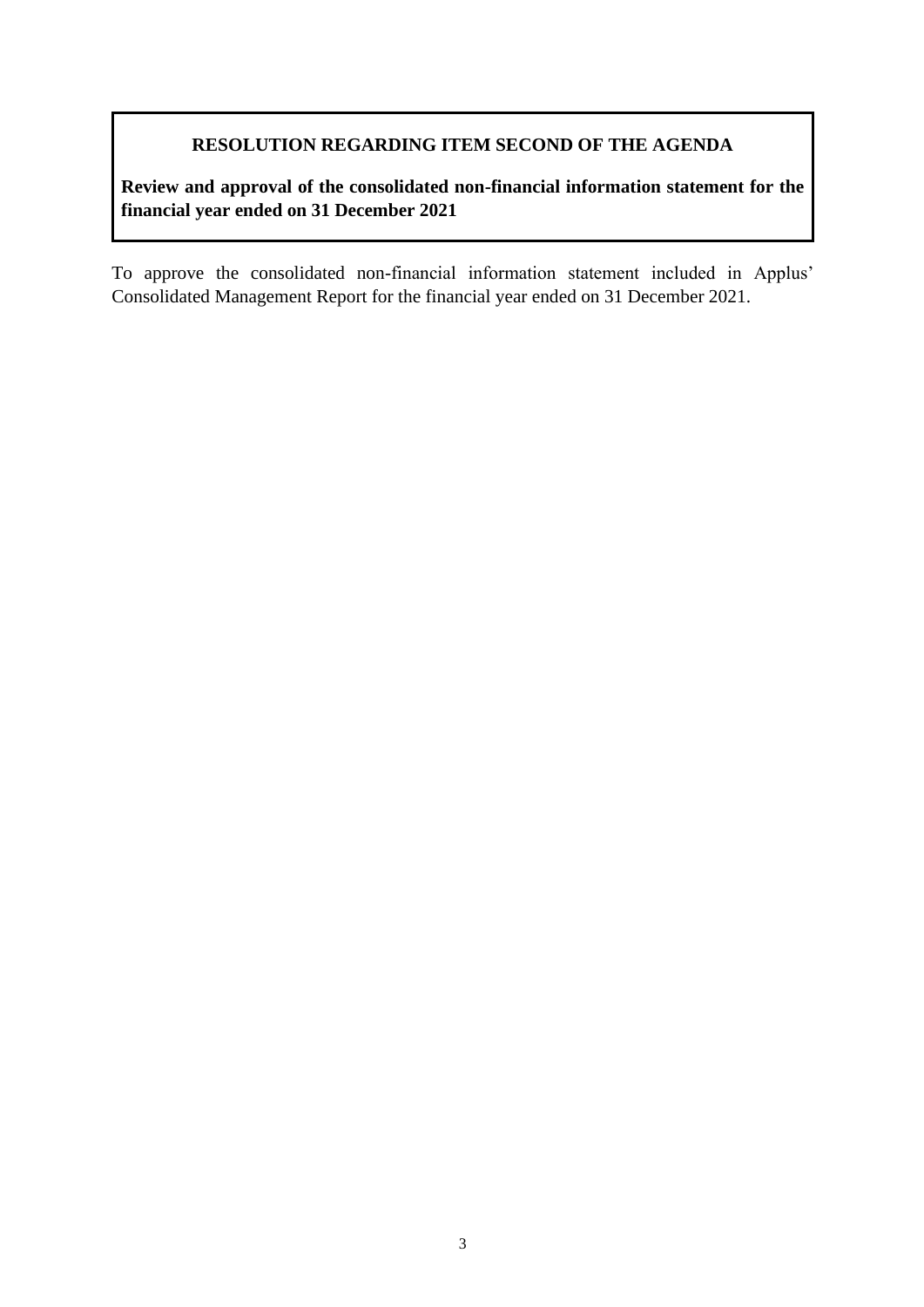**RESOLUTION REGARDING ITEM SECOND OF THE AGENDA**

**Review and approval of the consolidated non-financial information statement for the financial year ended on 31 December 2021**

To approve the consolidated non-financial information statement included in Applus' Consolidated Management Report for the financial year ended on 31 December 2021.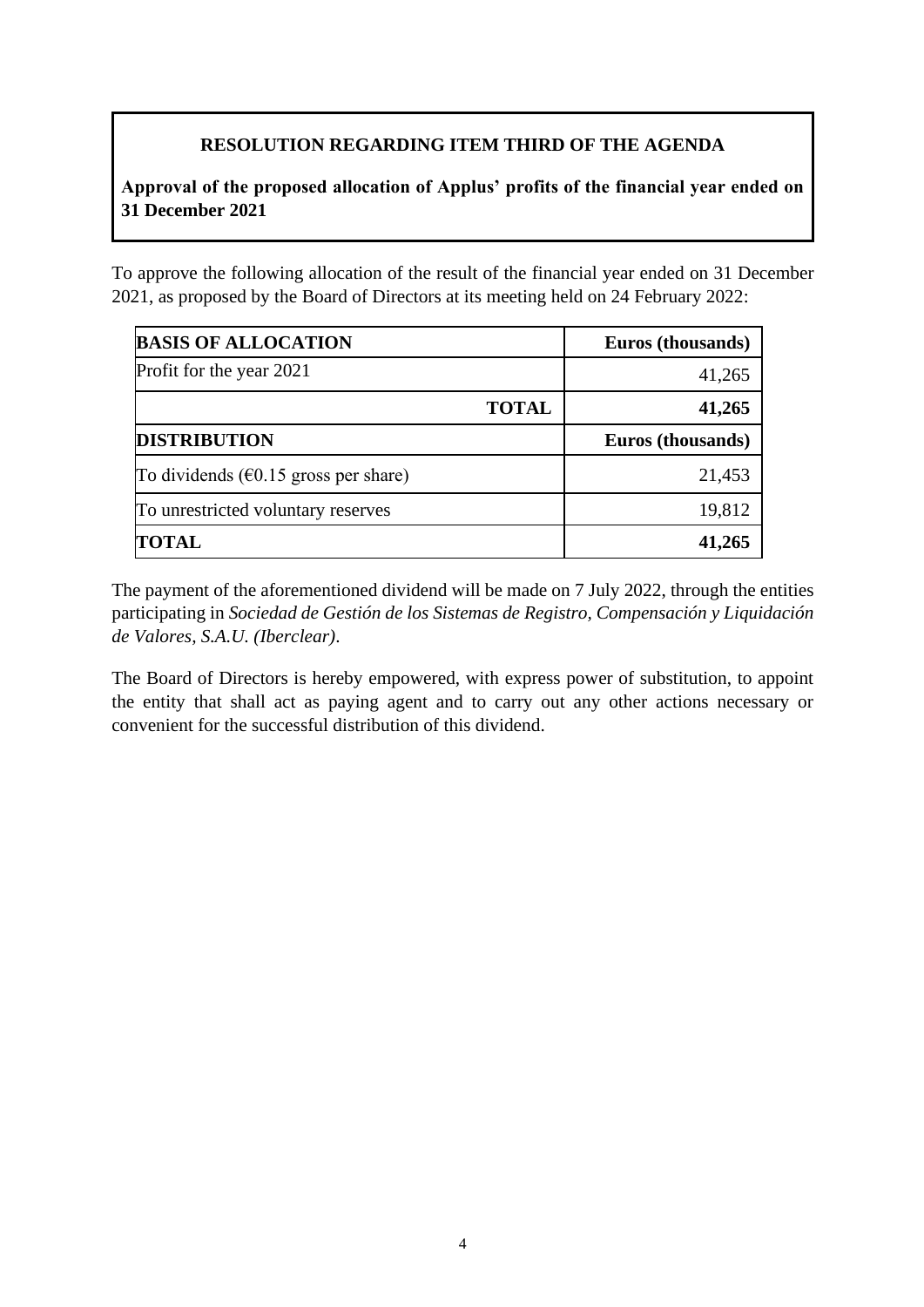## RESOLUTION REGARDING ITEM THIRD OF THE AGENDA

**Approval of the proposed allocation of Applus' profits of the financial year ended on 31 December 2021**

To approve the following allocation of the result of the financial year ended on 31 December 2021, as proposed by the Board of Directors at its meeting held on 24 February 2022:

| **BASIS OF ALLOCATION** | **Euros (thousands)** |
|---|---|
| Profit for the year 2021 | 41,265 |
| **TOTAL** | **41,265** |
| **DISTRIBUTION** | **Euros (thousands)** |
| To dividends (€0.15 gross per share) | 21,453 |
| To unrestricted voluntary reserves | 19,812 |
| **TOTAL** | **41,265** |

The payment of the aforementioned dividend will be made on 7 July 2022, through the entities participating in *Sociedad de Gestión de los Sistemas de Registro, Compensación y Liquidación de Valores, S.A.U. (Iberclear)*.

The Board of Directors is hereby empowered, with express power of substitution, to appoint the entity that shall act as paying agent and to carry out any other actions necessary or convenient for the successful distribution of this dividend.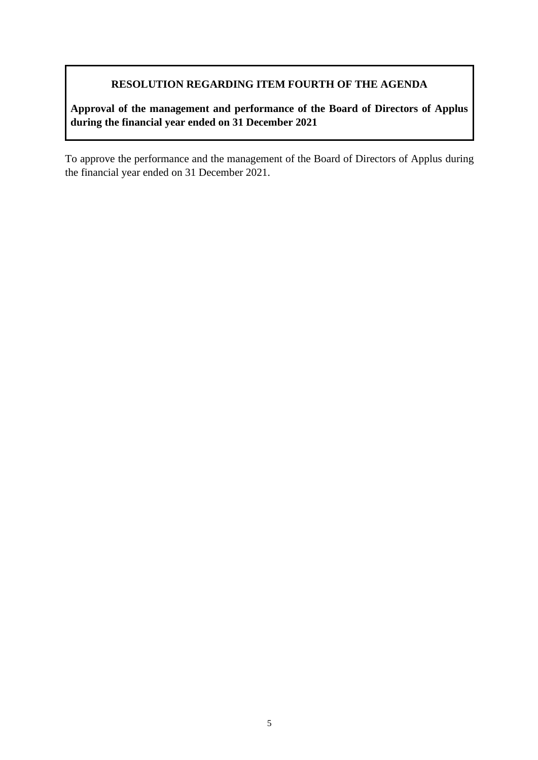**RESOLUTION REGARDING ITEM FOURTH OF THE AGENDA**

**Approval of the management and performance of the Board of Directors of Applus during the financial year ended on 31 December 2021**

To approve the performance and the management of the Board of Directors of Applus during the financial year ended on 31 December 2021.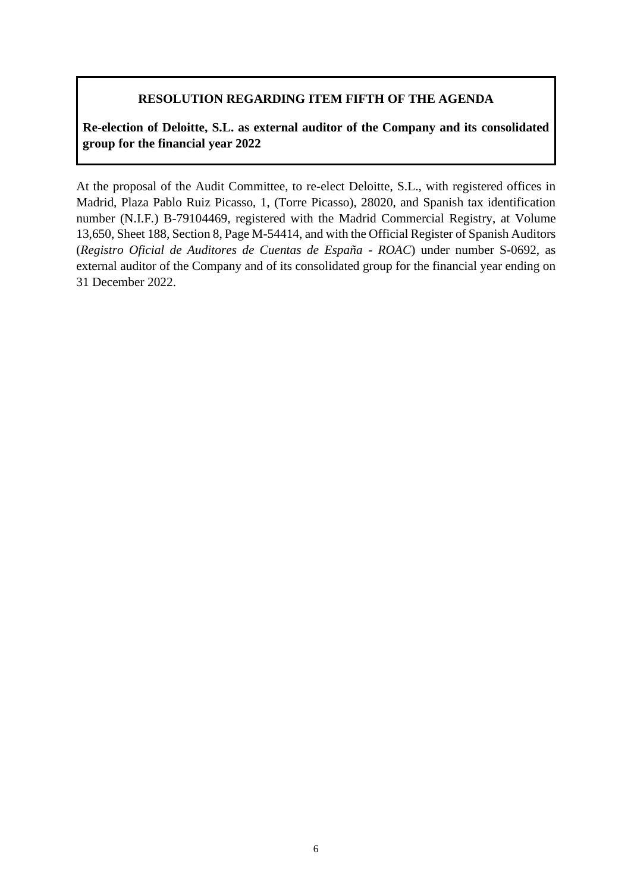**RESOLUTION REGARDING ITEM FIFTH OF THE AGENDA**

**Re-election of Deloitte, S.L. as external auditor of the Company and its consolidated group for the financial year 2022**

At the proposal of the Audit Committee, to re-elect Deloitte, S.L., with registered offices in Madrid, Plaza Pablo Ruiz Picasso, 1, (Torre Picasso), 28020, and Spanish tax identification number (N.I.F.) B-79104469, registered with the Madrid Commercial Registry, at Volume 13,650, Sheet 188, Section 8, Page M-54414, and with the Official Register of Spanish Auditors (*Registro Oficial de Auditores de Cuentas de España - ROAC*) under number S-0692, as external auditor of the Company and of its consolidated group for the financial year ending on 31 December 2022.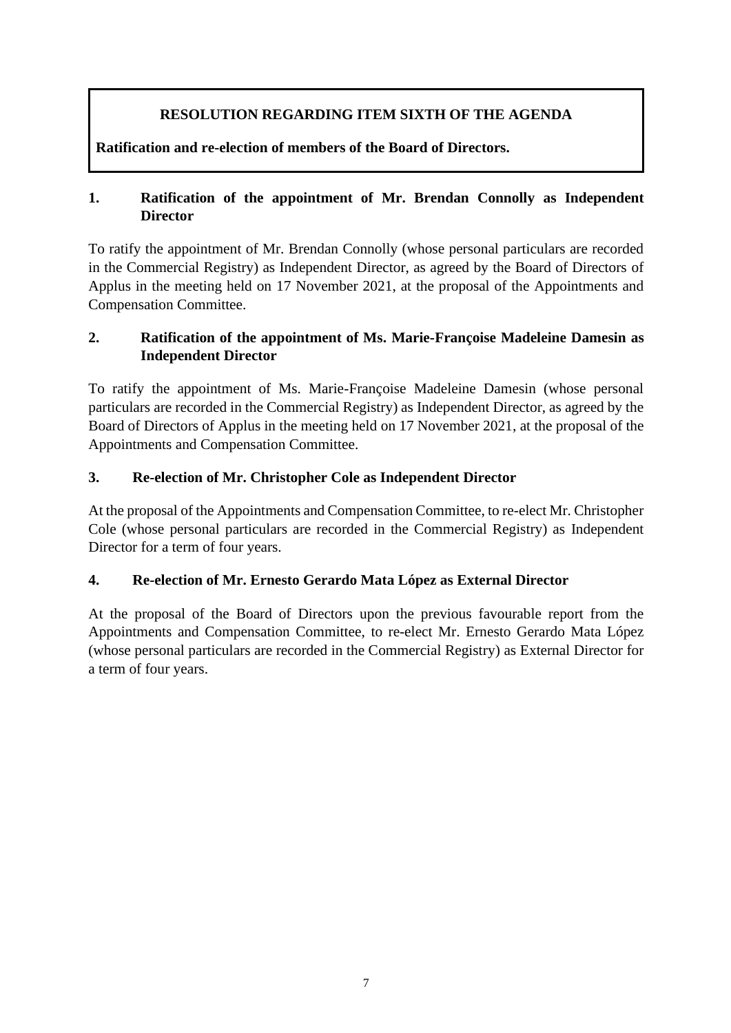**RESOLUTION REGARDING ITEM SIXTH OF THE AGENDA**

**Ratification and re-election of members of the Board of Directors.**

## 1. Ratification of the appointment of Mr. Brendan Connolly as Independent Director

To ratify the appointment of Mr. Brendan Connolly (whose personal particulars are recorded in the Commercial Registry) as Independent Director, as agreed by the Board of Directors of Applus in the meeting held on 17 November 2021, at the proposal of the Appointments and Compensation Committee.

## 2. Ratification of the appointment of Ms. Marie-Françoise Madeleine Damesin as Independent Director

To ratify the appointment of Ms. Marie-Françoise Madeleine Damesin (whose personal particulars are recorded in the Commercial Registry) as Independent Director, as agreed by the Board of Directors of Applus in the meeting held on 17 November 2021, at the proposal of the Appointments and Compensation Committee.

## 3. Re-election of Mr. Christopher Cole as Independent Director

At the proposal of the Appointments and Compensation Committee, to re-elect Mr. Christopher Cole (whose personal particulars are recorded in the Commercial Registry) as Independent Director for a term of four years.

## 4. Re-election of Mr. Ernesto Gerardo Mata López as External Director

At the proposal of the Board of Directors upon the previous favourable report from the Appointments and Compensation Committee, to re-elect Mr. Ernesto Gerardo Mata López (whose personal particulars are recorded in the Commercial Registry) as External Director for a term of four years.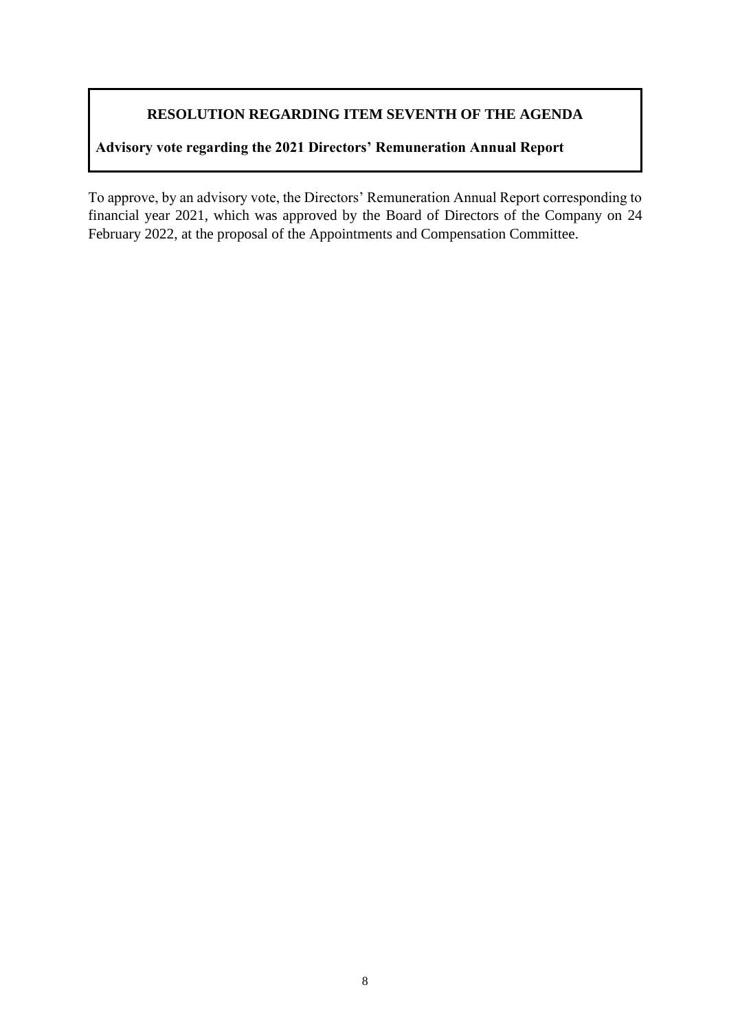**RESOLUTION REGARDING ITEM SEVENTH OF THE AGENDA**

**Advisory vote regarding the 2021 Directors' Remuneration Annual Report**

To approve, by an advisory vote, the Directors' Remuneration Annual Report corresponding to financial year 2021, which was approved by the Board of Directors of the Company on 24 February 2022, at the proposal of the Appointments and Compensation Committee.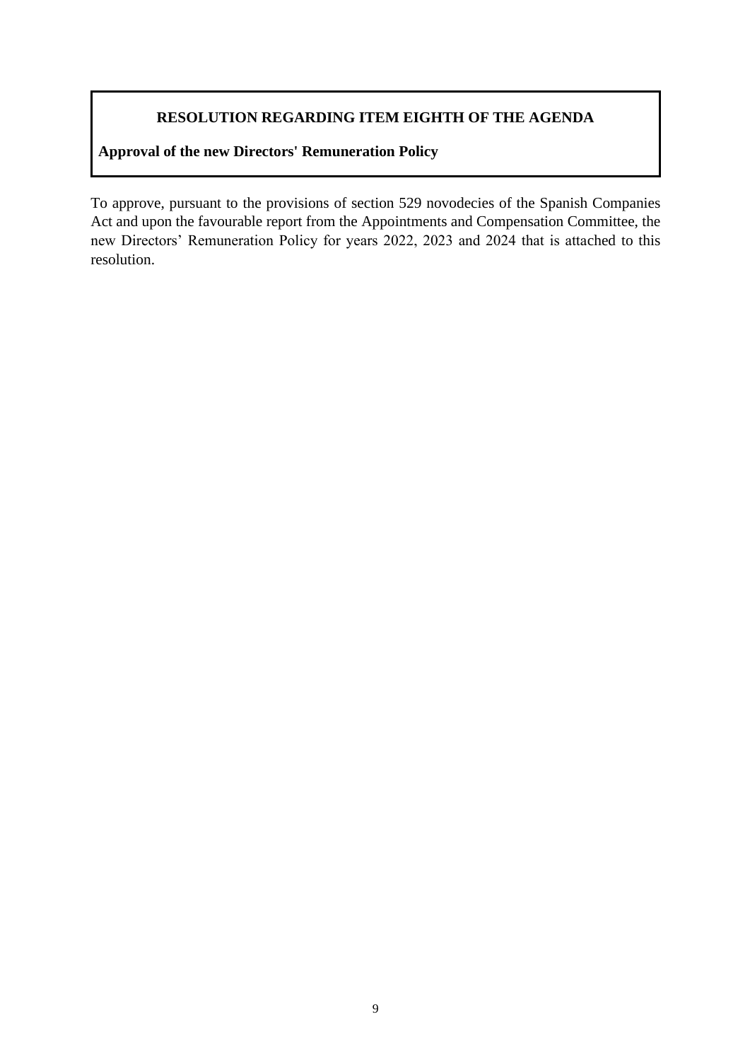## RESOLUTION REGARDING ITEM EIGHTH OF THE AGENDA

**Approval of the new Directors' Remuneration Policy**

To approve, pursuant to the provisions of section 529 novodecies of the Spanish Companies Act and upon the favourable report from the Appointments and Compensation Committee, the new Directors' Remuneration Policy for years 2022, 2023 and 2024 that is attached to this resolution.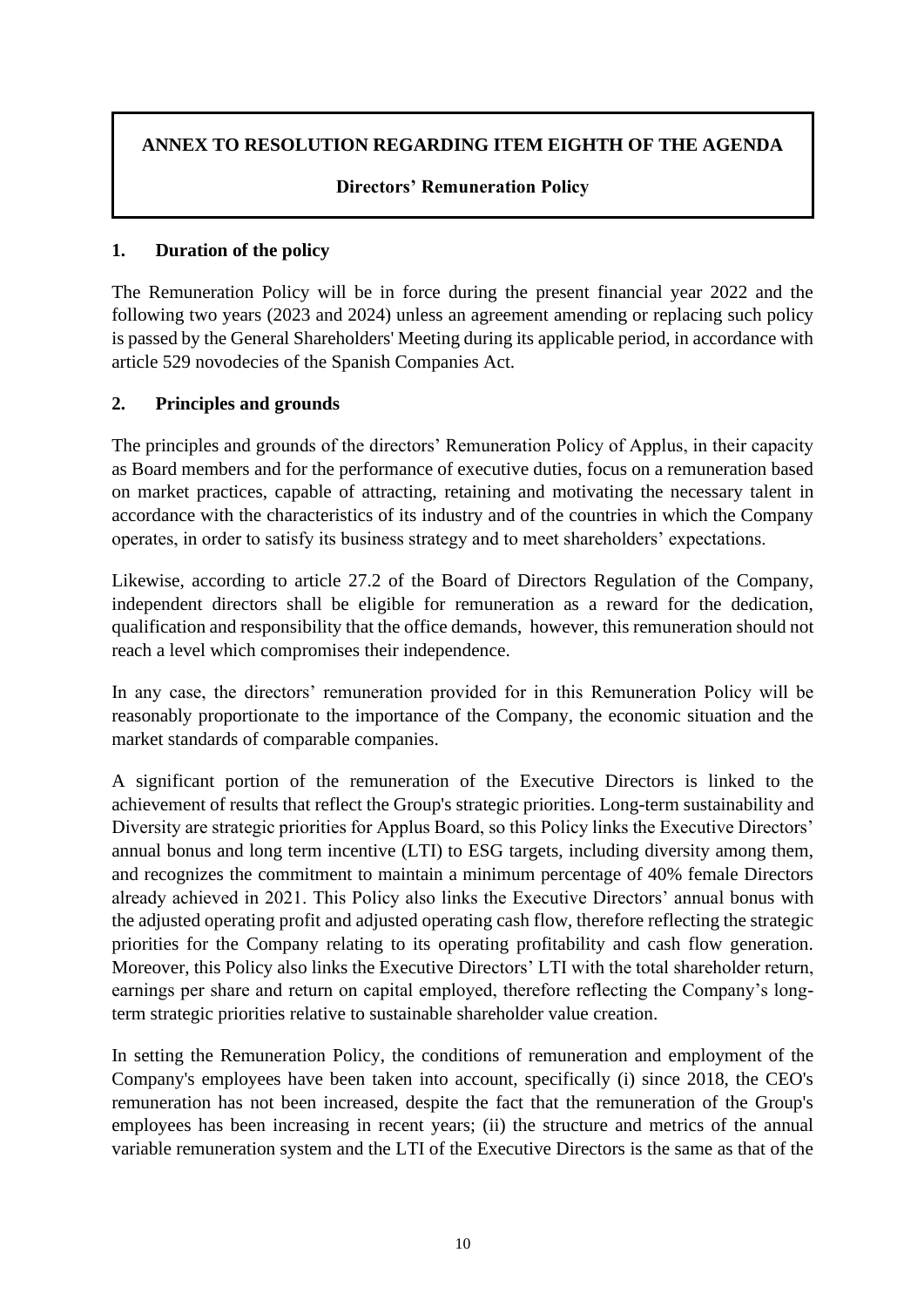**ANNEX TO RESOLUTION REGARDING ITEM EIGHTH OF THE AGENDA**

**Directors' Remuneration Policy**

## 1. Duration of the policy

The Remuneration Policy will be in force during the present financial year 2022 and the following two years (2023 and 2024) unless an agreement amending or replacing such policy is passed by the General Shareholders' Meeting during its applicable period, in accordance with article 529 novodecies of the Spanish Companies Act.

## 2. Principles and grounds

The principles and grounds of the directors' Remuneration Policy of Applus, in their capacity as Board members and for the performance of executive duties, focus on a remuneration based on market practices, capable of attracting, retaining and motivating the necessary talent in accordance with the characteristics of its industry and of the countries in which the Company operates, in order to satisfy its business strategy and to meet shareholders' expectations.

Likewise, according to article 27.2 of the Board of Directors Regulation of the Company, independent directors shall be eligible for remuneration as a reward for the dedication, qualification and responsibility that the office demands, however, this remuneration should not reach a level which compromises their independence.

In any case, the directors' remuneration provided for in this Remuneration Policy will be reasonably proportionate to the importance of the Company, the economic situation and the market standards of comparable companies.

A significant portion of the remuneration of the Executive Directors is linked to the achievement of results that reflect the Group's strategic priorities. Long-term sustainability and Diversity are strategic priorities for Applus Board, so this Policy links the Executive Directors' annual bonus and long term incentive (LTI) to ESG targets, including diversity among them, and recognizes the commitment to maintain a minimum percentage of 40% female Directors already achieved in 2021. This Policy also links the Executive Directors' annual bonus with the adjusted operating profit and adjusted operating cash flow, therefore reflecting the strategic priorities for the Company relating to its operating profitability and cash flow generation. Moreover, this Policy also links the Executive Directors' LTI with the total shareholder return, earnings per share and return on capital employed, therefore reflecting the Company's long-term strategic priorities relative to sustainable shareholder value creation.

In setting the Remuneration Policy, the conditions of remuneration and employment of the Company's employees have been taken into account, specifically (i) since 2018, the CEO's remuneration has not been increased, despite the fact that the remuneration of the Group's employees has been increasing in recent years; (ii) the structure and metrics of the annual variable remuneration system and the LTI of the Executive Directors is the same as that of the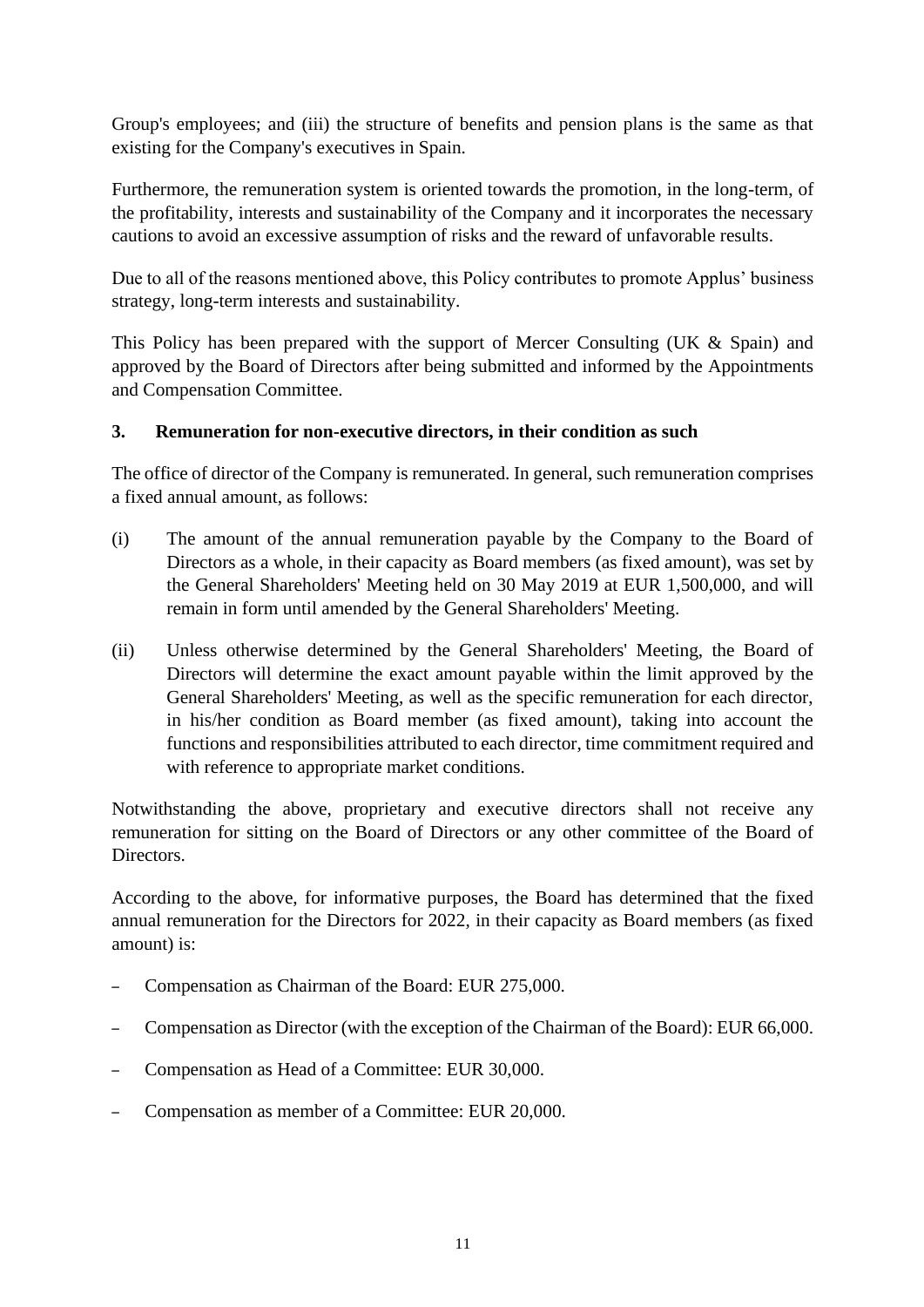Group's employees; and (iii) the structure of benefits and pension plans is the same as that existing for the Company's executives in Spain.

Furthermore, the remuneration system is oriented towards the promotion, in the long-term, of the profitability, interests and sustainability of the Company and it incorporates the necessary cautions to avoid an excessive assumption of risks and the reward of unfavorable results.

Due to all of the reasons mentioned above, this Policy contributes to promote Applus' business strategy, long-term interests and sustainability.

This Policy has been prepared with the support of Mercer Consulting (UK & Spain) and approved by the Board of Directors after being submitted and informed by the Appointments and Compensation Committee.

## 3. Remuneration for non-executive directors, in their condition as such

The office of director of the Company is remunerated. In general, such remuneration comprises a fixed annual amount, as follows:

(i) The amount of the annual remuneration payable by the Company to the Board of Directors as a whole, in their capacity as Board members (as fixed amount), was set by the General Shareholders' Meeting held on 30 May 2019 at EUR 1,500,000, and will remain in form until amended by the General Shareholders' Meeting.

(ii) Unless otherwise determined by the General Shareholders' Meeting, the Board of Directors will determine the exact amount payable within the limit approved by the General Shareholders' Meeting, as well as the specific remuneration for each director, in his/her condition as Board member (as fixed amount), taking into account the functions and responsibilities attributed to each director, time commitment required and with reference to appropriate market conditions.

Notwithstanding the above, proprietary and executive directors shall not receive any remuneration for sitting on the Board of Directors or any other committee of the Board of Directors.

According to the above, for informative purposes, the Board has determined that the fixed annual remuneration for the Directors for 2022, in their capacity as Board members (as fixed amount) is:

- Compensation as Chairman of the Board: EUR 275,000.
- Compensation as Director (with the exception of the Chairman of the Board): EUR 66,000.
- Compensation as Head of a Committee: EUR 30,000.
- Compensation as member of a Committee: EUR 20,000.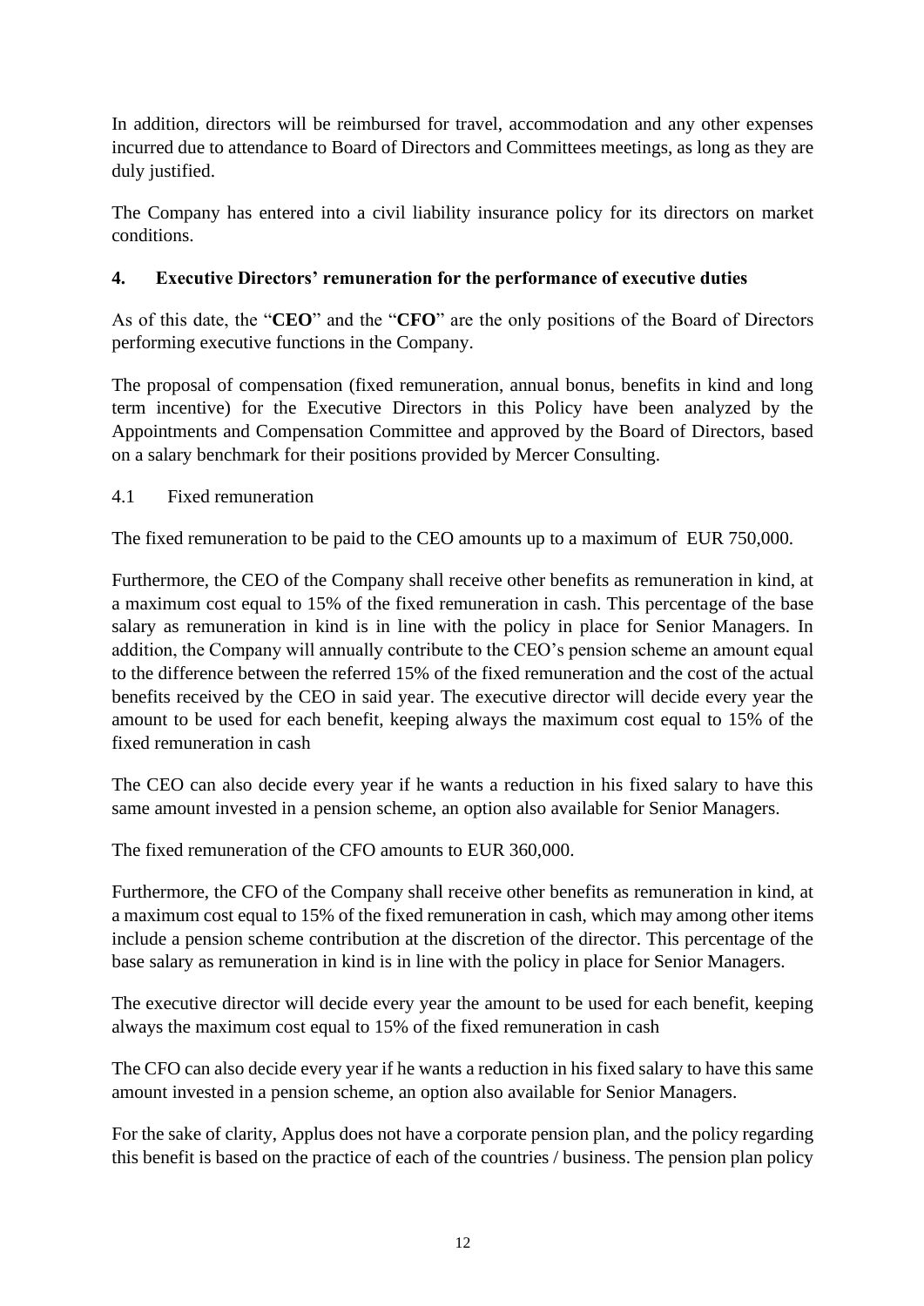In addition, directors will be reimbursed for travel, accommodation and any other expenses incurred due to attendance to Board of Directors and Committees meetings, as long as they are duly justified.

The Company has entered into a civil liability insurance policy for its directors on market conditions.

## 4. Executive Directors' remuneration for the performance of executive duties

As of this date, the "**CEO**" and the "**CFO**" are the only positions of the Board of Directors performing executive functions in the Company.

The proposal of compensation (fixed remuneration, annual bonus, benefits in kind and long term incentive) for the Executive Directors in this Policy have been analyzed by the Appointments and Compensation Committee and approved by the Board of Directors, based on a salary benchmark for their positions provided by Mercer Consulting.

### 4.1 Fixed remuneration

The fixed remuneration to be paid to the CEO amounts up to a maximum of EUR 750,000.

Furthermore, the CEO of the Company shall receive other benefits as remuneration in kind, at a maximum cost equal to 15% of the fixed remuneration in cash. This percentage of the base salary as remuneration in kind is in line with the policy in place for Senior Managers. In addition, the Company will annually contribute to the CEO's pension scheme an amount equal to the difference between the referred 15% of the fixed remuneration and the cost of the actual benefits received by the CEO in said year. The executive director will decide every year the amount to be used for each benefit, keeping always the maximum cost equal to 15% of the fixed remuneration in cash

The CEO can also decide every year if he wants a reduction in his fixed salary to have this same amount invested in a pension scheme, an option also available for Senior Managers.

The fixed remuneration of the CFO amounts to EUR 360,000.

Furthermore, the CFO of the Company shall receive other benefits as remuneration in kind, at a maximum cost equal to 15% of the fixed remuneration in cash, which may among other items include a pension scheme contribution at the discretion of the director. This percentage of the base salary as remuneration in kind is in line with the policy in place for Senior Managers.

The executive director will decide every year the amount to be used for each benefit, keeping always the maximum cost equal to 15% of the fixed remuneration in cash

The CFO can also decide every year if he wants a reduction in his fixed salary to have this same amount invested in a pension scheme, an option also available for Senior Managers.

For the sake of clarity, Applus does not have a corporate pension plan, and the policy regarding this benefit is based on the practice of each of the countries / business. The pension plan policy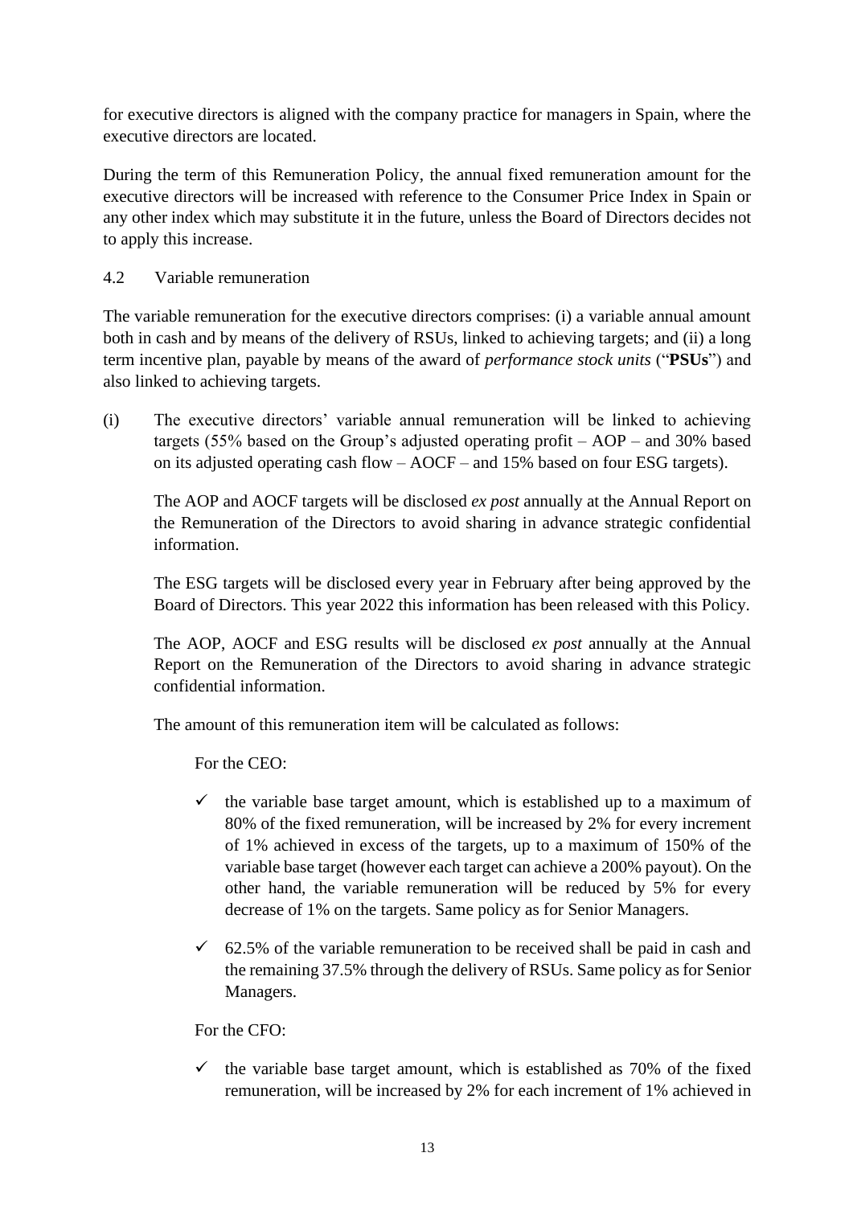for executive directors is aligned with the company practice for managers in Spain, where the executive directors are located.

During the term of this Remuneration Policy, the annual fixed remuneration amount for the executive directors will be increased with reference to the Consumer Price Index in Spain or any other index which may substitute it in the future, unless the Board of Directors decides not to apply this increase.

### 4.2 Variable remuneration

The variable remuneration for the executive directors comprises: (i) a variable annual amount both in cash and by means of the delivery of RSUs, linked to achieving targets; and (ii) a long term incentive plan, payable by means of the award of *performance stock units* ("**PSUs**") and also linked to achieving targets.

(i) The executive directors' variable annual remuneration will be linked to achieving targets (55% based on the Group's adjusted operating profit – AOP – and 30% based on its adjusted operating cash flow – AOCF – and 15% based on four ESG targets).

The AOP and AOCF targets will be disclosed *ex post* annually at the Annual Report on the Remuneration of the Directors to avoid sharing in advance strategic confidential information.

The ESG targets will be disclosed every year in February after being approved by the Board of Directors. This year 2022 this information has been released with this Policy.

The AOP, AOCF and ESG results will be disclosed *ex post* annually at the Annual Report on the Remuneration of the Directors to avoid sharing in advance strategic confidential information.

The amount of this remuneration item will be calculated as follows:

For the CEO:

- ✓ the variable base target amount, which is established up to a maximum of 80% of the fixed remuneration, will be increased by 2% for every increment of 1% achieved in excess of the targets, up to a maximum of 150% of the variable base target (however each target can achieve a 200% payout). On the other hand, the variable remuneration will be reduced by 5% for every decrease of 1% on the targets. Same policy as for Senior Managers.
- ✓ 62.5% of the variable remuneration to be received shall be paid in cash and the remaining 37.5% through the delivery of RSUs. Same policy as for Senior Managers.

For the CFO:

- ✓ the variable base target amount, which is established as 70% of the fixed remuneration, will be increased by 2% for each increment of 1% achieved in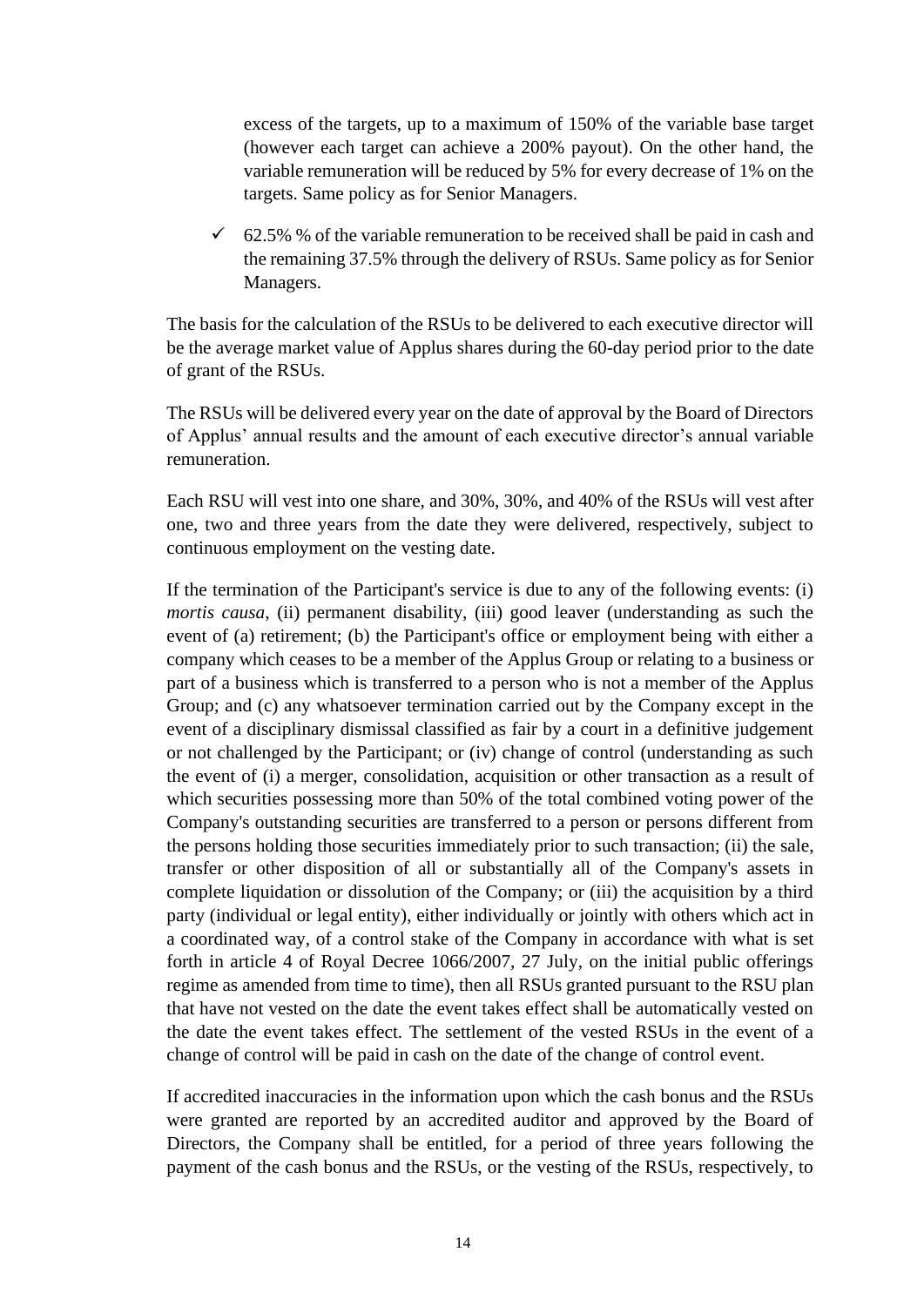excess of the targets, up to a maximum of 150% of the variable base target (however each target can achieve a 200% payout). On the other hand, the variable remuneration will be reduced by 5% for every decrease of 1% on the targets. Same policy as for Senior Managers.

- ✓ 62.5% % of the variable remuneration to be received shall be paid in cash and the remaining 37.5% through the delivery of RSUs. Same policy as for Senior Managers.

The basis for the calculation of the RSUs to be delivered to each executive director will be the average market value of Applus shares during the 60-day period prior to the date of grant of the RSUs.

The RSUs will be delivered every year on the date of approval by the Board of Directors of Applus' annual results and the amount of each executive director's annual variable remuneration.

Each RSU will vest into one share, and 30%, 30%, and 40% of the RSUs will vest after one, two and three years from the date they were delivered, respectively, subject to continuous employment on the vesting date.

If the termination of the Participant's service is due to any of the following events: (i) *mortis causa*, (ii) permanent disability, (iii) good leaver (understanding as such the event of (a) retirement; (b) the Participant's office or employment being with either a company which ceases to be a member of the Applus Group or relating to a business or part of a business which is transferred to a person who is not a member of the Applus Group; and (c) any whatsoever termination carried out by the Company except in the event of a disciplinary dismissal classified as fair by a court in a definitive judgement or not challenged by the Participant; or (iv) change of control (understanding as such the event of (i) a merger, consolidation, acquisition or other transaction as a result of which securities possessing more than 50% of the total combined voting power of the Company's outstanding securities are transferred to a person or persons different from the persons holding those securities immediately prior to such transaction; (ii) the sale, transfer or other disposition of all or substantially all of the Company's assets in complete liquidation or dissolution of the Company; or (iii) the acquisition by a third party (individual or legal entity), either individually or jointly with others which act in a coordinated way, of a control stake of the Company in accordance with what is set forth in article 4 of Royal Decree 1066/2007, 27 July, on the initial public offerings regime as amended from time to time), then all RSUs granted pursuant to the RSU plan that have not vested on the date the event takes effect shall be automatically vested on the date the event takes effect. The settlement of the vested RSUs in the event of a change of control will be paid in cash on the date of the change of control event.

If accredited inaccuracies in the information upon which the cash bonus and the RSUs were granted are reported by an accredited auditor and approved by the Board of Directors, the Company shall be entitled, for a period of three years following the payment of the cash bonus and the RSUs, or the vesting of the RSUs, respectively, to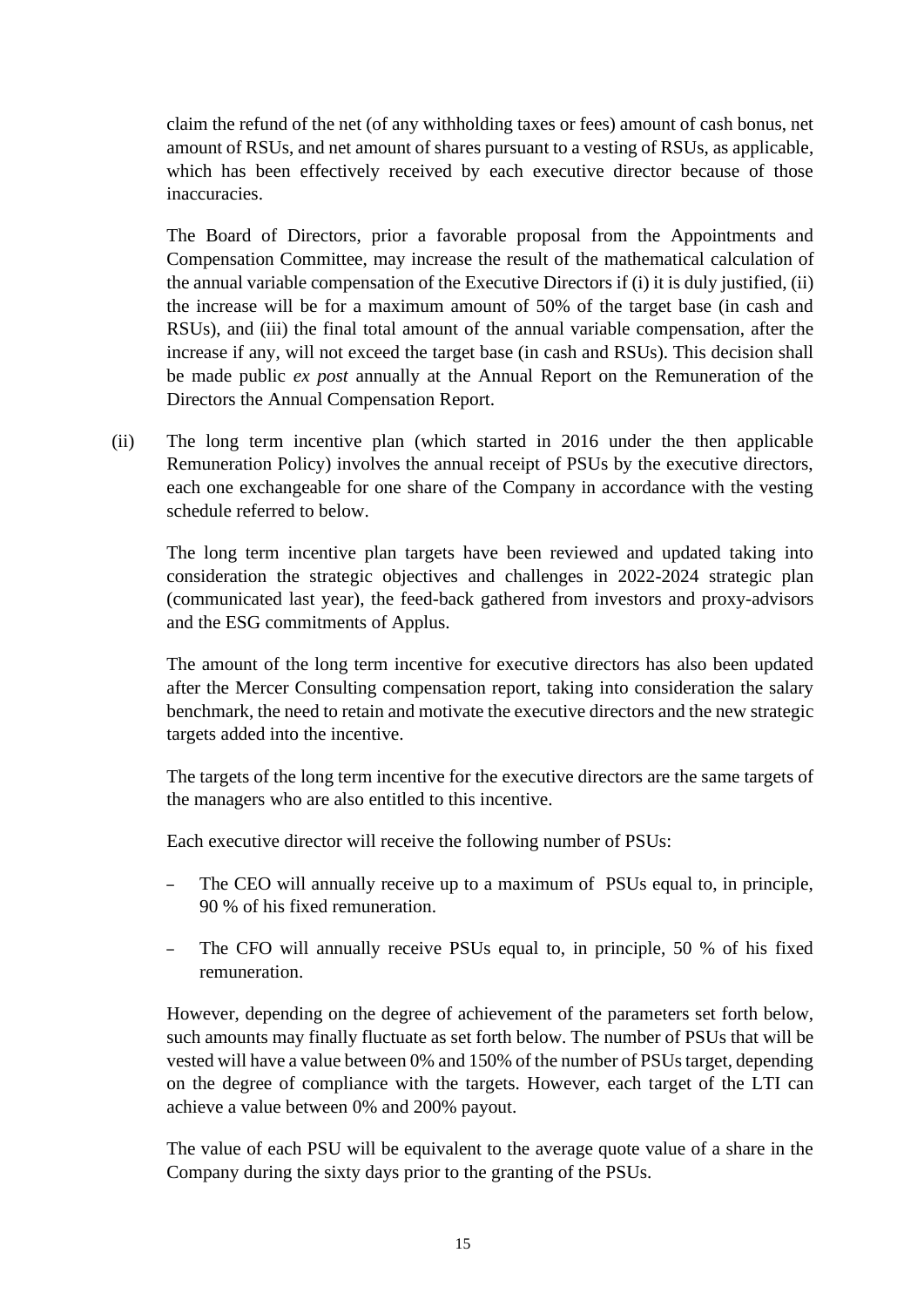claim the refund of the net (of any withholding taxes or fees) amount of cash bonus, net amount of RSUs, and net amount of shares pursuant to a vesting of RSUs, as applicable, which has been effectively received by each executive director because of those inaccuracies.

The Board of Directors, prior a favorable proposal from the Appointments and Compensation Committee, may increase the result of the mathematical calculation of the annual variable compensation of the Executive Directors if (i) it is duly justified, (ii) the increase will be for a maximum amount of 50% of the target base (in cash and RSUs), and (iii) the final total amount of the annual variable compensation, after the increase if any, will not exceed the target base (in cash and RSUs). This decision shall be made public *ex post* annually at the Annual Report on the Remuneration of the Directors the Annual Compensation Report.

(ii) The long term incentive plan (which started in 2016 under the then applicable Remuneration Policy) involves the annual receipt of PSUs by the executive directors, each one exchangeable for one share of the Company in accordance with the vesting schedule referred to below.

The long term incentive plan targets have been reviewed and updated taking into consideration the strategic objectives and challenges in 2022-2024 strategic plan (communicated last year), the feed-back gathered from investors and proxy-advisors and the ESG commitments of Applus.

The amount of the long term incentive for executive directors has also been updated after the Mercer Consulting compensation report, taking into consideration the salary benchmark, the need to retain and motivate the executive directors and the new strategic targets added into the incentive.

The targets of the long term incentive for the executive directors are the same targets of the managers who are also entitled to this incentive.

Each executive director will receive the following number of PSUs:

- The CEO will annually receive up to a maximum of PSUs equal to, in principle, 90 % of his fixed remuneration.
- The CFO will annually receive PSUs equal to, in principle, 50 % of his fixed remuneration.

However, depending on the degree of achievement of the parameters set forth below, such amounts may finally fluctuate as set forth below. The number of PSUs that will be vested will have a value between 0% and 150% of the number of PSUs target, depending on the degree of compliance with the targets. However, each target of the LTI can achieve a value between 0% and 200% payout.

The value of each PSU will be equivalent to the average quote value of a share in the Company during the sixty days prior to the granting of the PSUs.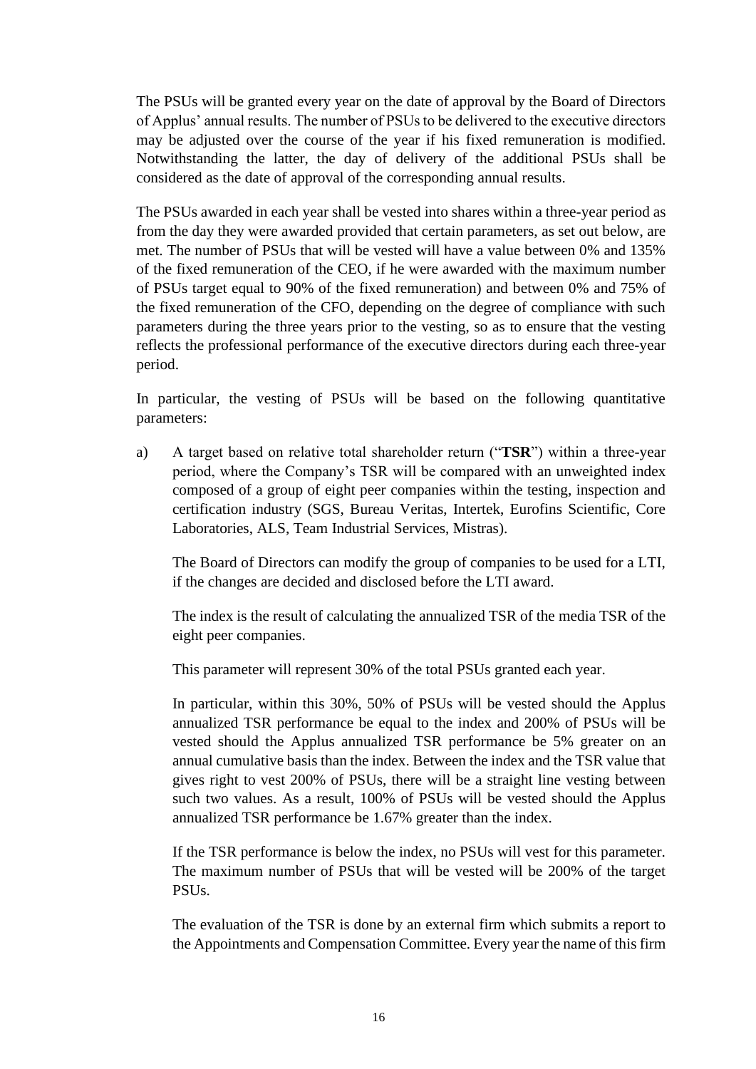The PSUs will be granted every year on the date of approval by the Board of Directors of Applus' annual results. The number of PSUs to be delivered to the executive directors may be adjusted over the course of the year if his fixed remuneration is modified. Notwithstanding the latter, the day of delivery of the additional PSUs shall be considered as the date of approval of the corresponding annual results.

The PSUs awarded in each year shall be vested into shares within a three-year period as from the day they were awarded provided that certain parameters, as set out below, are met. The number of PSUs that will be vested will have a value between 0% and 135% of the fixed remuneration of the CEO, if he were awarded with the maximum number of PSUs target equal to 90% of the fixed remuneration) and between 0% and 75% of the fixed remuneration of the CFO, depending on the degree of compliance with such parameters during the three years prior to the vesting, so as to ensure that the vesting reflects the professional performance of the executive directors during each three-year period.

In particular, the vesting of PSUs will be based on the following quantitative parameters:

a) A target based on relative total shareholder return ("**TSR**") within a three-year period, where the Company's TSR will be compared with an unweighted index composed of a group of eight peer companies within the testing, inspection and certification industry (SGS, Bureau Veritas, Intertek, Eurofins Scientific, Core Laboratories, ALS, Team Industrial Services, Mistras).

   The Board of Directors can modify the group of companies to be used for a LTI, if the changes are decided and disclosed before the LTI award.

   The index is the result of calculating the annualized TSR of the media TSR of the eight peer companies.

   This parameter will represent 30% of the total PSUs granted each year.

   In particular, within this 30%, 50% of PSUs will be vested should the Applus annualized TSR performance be equal to the index and 200% of PSUs will be vested should the Applus annualized TSR performance be 5% greater on an annual cumulative basis than the index. Between the index and the TSR value that gives right to vest 200% of PSUs, there will be a straight line vesting between such two values. As a result, 100% of PSUs will be vested should the Applus annualized TSR performance be 1.67% greater than the index.

   If the TSR performance is below the index, no PSUs will vest for this parameter. The maximum number of PSUs that will be vested will be 200% of the target PSUs.

   The evaluation of the TSR is done by an external firm which submits a report to the Appointments and Compensation Committee. Every year the name of this firm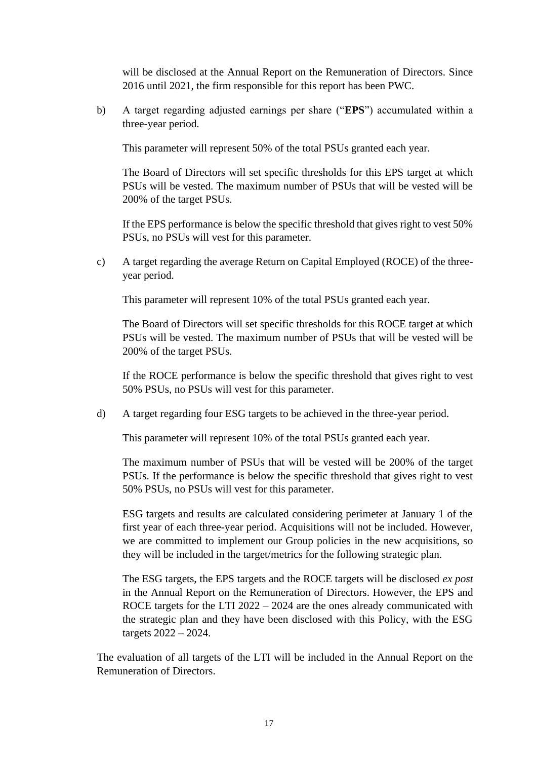will be disclosed at the Annual Report on the Remuneration of Directors. Since 2016 until 2021, the firm responsible for this report has been PWC.

b) A target regarding adjusted earnings per share ("**EPS**") accumulated within a three-year period.

   This parameter will represent 50% of the total PSUs granted each year.

   The Board of Directors will set specific thresholds for this EPS target at which PSUs will be vested. The maximum number of PSUs that will be vested will be 200% of the target PSUs.

   If the EPS performance is below the specific threshold that gives right to vest 50% PSUs, no PSUs will vest for this parameter.

c) A target regarding the average Return on Capital Employed (ROCE) of the three-year period.

   This parameter will represent 10% of the total PSUs granted each year.

   The Board of Directors will set specific thresholds for this ROCE target at which PSUs will be vested. The maximum number of PSUs that will be vested will be 200% of the target PSUs.

   If the ROCE performance is below the specific threshold that gives right to vest 50% PSUs, no PSUs will vest for this parameter.

d) A target regarding four ESG targets to be achieved in the three-year period.

   This parameter will represent 10% of the total PSUs granted each year.

   The maximum number of PSUs that will be vested will be 200% of the target PSUs. If the performance is below the specific threshold that gives right to vest 50% PSUs, no PSUs will vest for this parameter.

   ESG targets and results are calculated considering perimeter at January 1 of the first year of each three-year period. Acquisitions will not be included. However, we are committed to implement our Group policies in the new acquisitions, so they will be included in the target/metrics for the following strategic plan.

   The ESG targets, the EPS targets and the ROCE targets will be disclosed *ex post* in the Annual Report on the Remuneration of Directors. However, the EPS and ROCE targets for the LTI 2022 – 2024 are the ones already communicated with the strategic plan and they have been disclosed with this Policy, with the ESG targets 2022 – 2024.

The evaluation of all targets of the LTI will be included in the Annual Report on the Remuneration of Directors.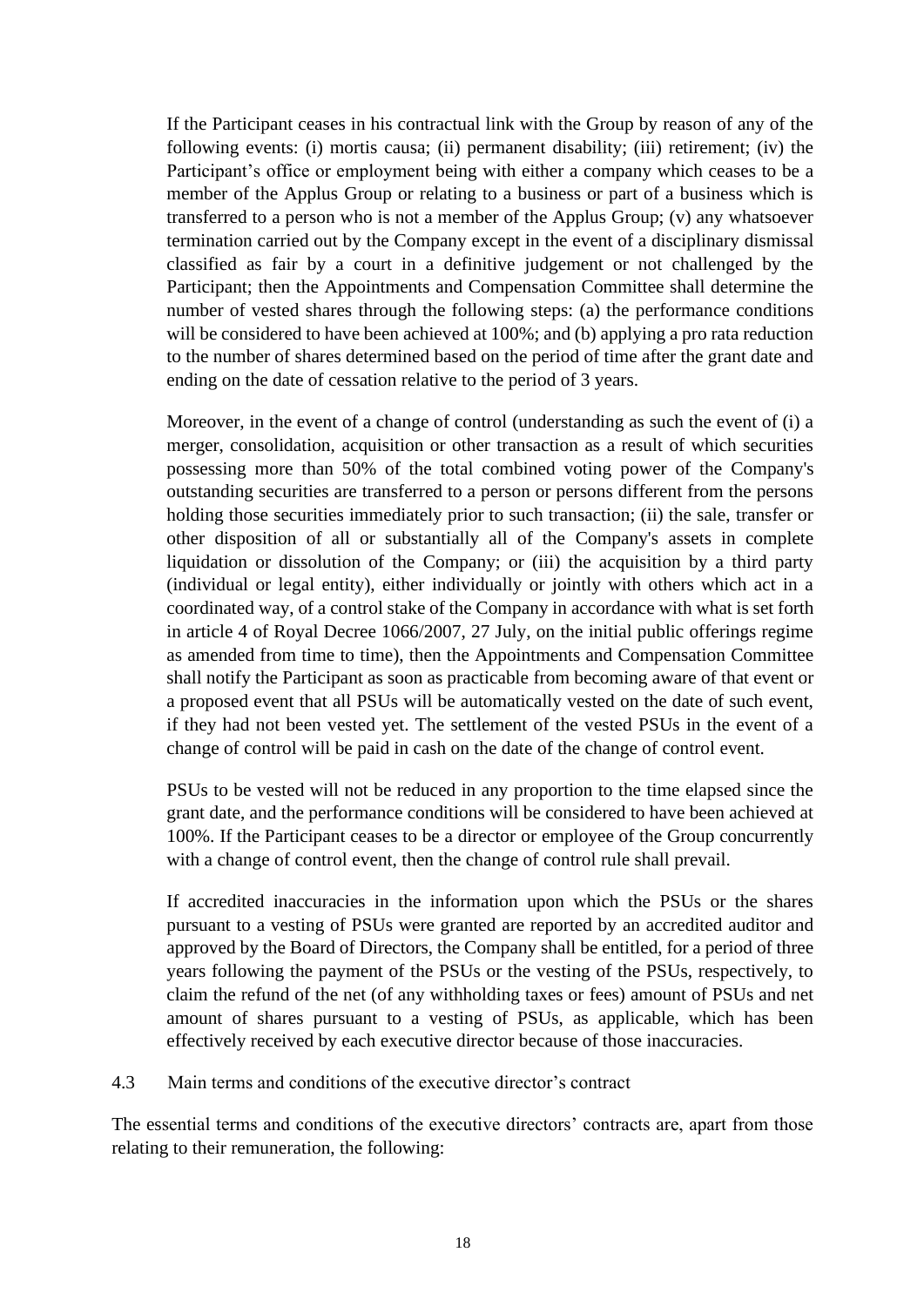If the Participant ceases in his contractual link with the Group by reason of any of the following events: (i) mortis causa; (ii) permanent disability; (iii) retirement; (iv) the Participant's office or employment being with either a company which ceases to be a member of the Applus Group or relating to a business or part of a business which is transferred to a person who is not a member of the Applus Group; (v) any whatsoever termination carried out by the Company except in the event of a disciplinary dismissal classified as fair by a court in a definitive judgement or not challenged by the Participant; then the Appointments and Compensation Committee shall determine the number of vested shares through the following steps: (a) the performance conditions will be considered to have been achieved at 100%; and (b) applying a pro rata reduction to the number of shares determined based on the period of time after the grant date and ending on the date of cessation relative to the period of 3 years.

Moreover, in the event of a change of control (understanding as such the event of (i) a merger, consolidation, acquisition or other transaction as a result of which securities possessing more than 50% of the total combined voting power of the Company's outstanding securities are transferred to a person or persons different from the persons holding those securities immediately prior to such transaction; (ii) the sale, transfer or other disposition of all or substantially all of the Company's assets in complete liquidation or dissolution of the Company; or (iii) the acquisition by a third party (individual or legal entity), either individually or jointly with others which act in a coordinated way, of a control stake of the Company in accordance with what is set forth in article 4 of Royal Decree 1066/2007, 27 July, on the initial public offerings regime as amended from time to time), then the Appointments and Compensation Committee shall notify the Participant as soon as practicable from becoming aware of that event or a proposed event that all PSUs will be automatically vested on the date of such event, if they had not been vested yet. The settlement of the vested PSUs in the event of a change of control will be paid in cash on the date of the change of control event.

PSUs to be vested will not be reduced in any proportion to the time elapsed since the grant date, and the performance conditions will be considered to have been achieved at 100%. If the Participant ceases to be a director or employee of the Group concurrently with a change of control event, then the change of control rule shall prevail.

If accredited inaccuracies in the information upon which the PSUs or the shares pursuant to a vesting of PSUs were granted are reported by an accredited auditor and approved by the Board of Directors, the Company shall be entitled, for a period of three years following the payment of the PSUs or the vesting of the PSUs, respectively, to claim the refund of the net (of any withholding taxes or fees) amount of PSUs and net amount of shares pursuant to a vesting of PSUs, as applicable, which has been effectively received by each executive director because of those inaccuracies.

### 4.3 Main terms and conditions of the executive director's contract

The essential terms and conditions of the executive directors' contracts are, apart from those relating to their remuneration, the following: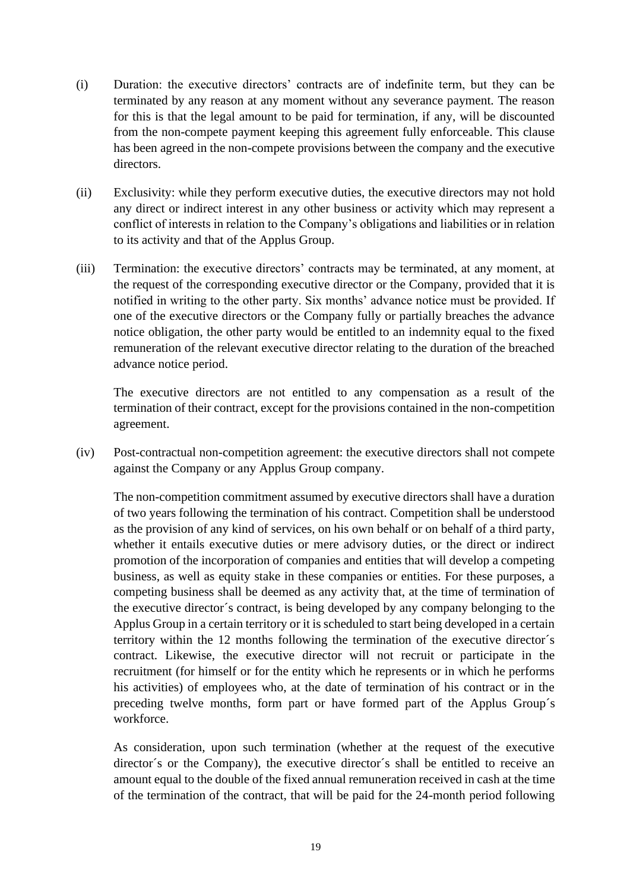(i) Duration: the executive directors' contracts are of indefinite term, but they can be terminated by any reason at any moment without any severance payment. The reason for this is that the legal amount to be paid for termination, if any, will be discounted from the non-compete payment keeping this agreement fully enforceable. This clause has been agreed in the non-compete provisions between the company and the executive directors.

(ii) Exclusivity: while they perform executive duties, the executive directors may not hold any direct or indirect interest in any other business or activity which may represent a conflict of interests in relation to the Company's obligations and liabilities or in relation to its activity and that of the Applus Group.

(iii) Termination: the executive directors' contracts may be terminated, at any moment, at the request of the corresponding executive director or the Company, provided that it is notified in writing to the other party. Six months' advance notice must be provided. If one of the executive directors or the Company fully or partially breaches the advance notice obligation, the other party would be entitled to an indemnity equal to the fixed remuneration of the relevant executive director relating to the duration of the breached advance notice period.

The executive directors are not entitled to any compensation as a result of the termination of their contract, except for the provisions contained in the non-competition agreement.

(iv) Post-contractual non-competition agreement: the executive directors shall not compete against the Company or any Applus Group company.

The non-competition commitment assumed by executive directors shall have a duration of two years following the termination of his contract. Competition shall be understood as the provision of any kind of services, on his own behalf or on behalf of a third party, whether it entails executive duties or mere advisory duties, or the direct or indirect promotion of the incorporation of companies and entities that will develop a competing business, as well as equity stake in these companies or entities. For these purposes, a competing business shall be deemed as any activity that, at the time of termination of the executive director´s contract, is being developed by any company belonging to the Applus Group in a certain territory or it is scheduled to start being developed in a certain territory within the 12 months following the termination of the executive director´s contract. Likewise, the executive director will not recruit or participate in the recruitment (for himself or for the entity which he represents or in which he performs his activities) of employees who, at the date of termination of his contract or in the preceding twelve months, form part or have formed part of the Applus Group´s workforce.

As consideration, upon such termination (whether at the request of the executive director´s or the Company), the executive director´s shall be entitled to receive an amount equal to the double of the fixed annual remuneration received in cash at the time of the termination of the contract, that will be paid for the 24-month period following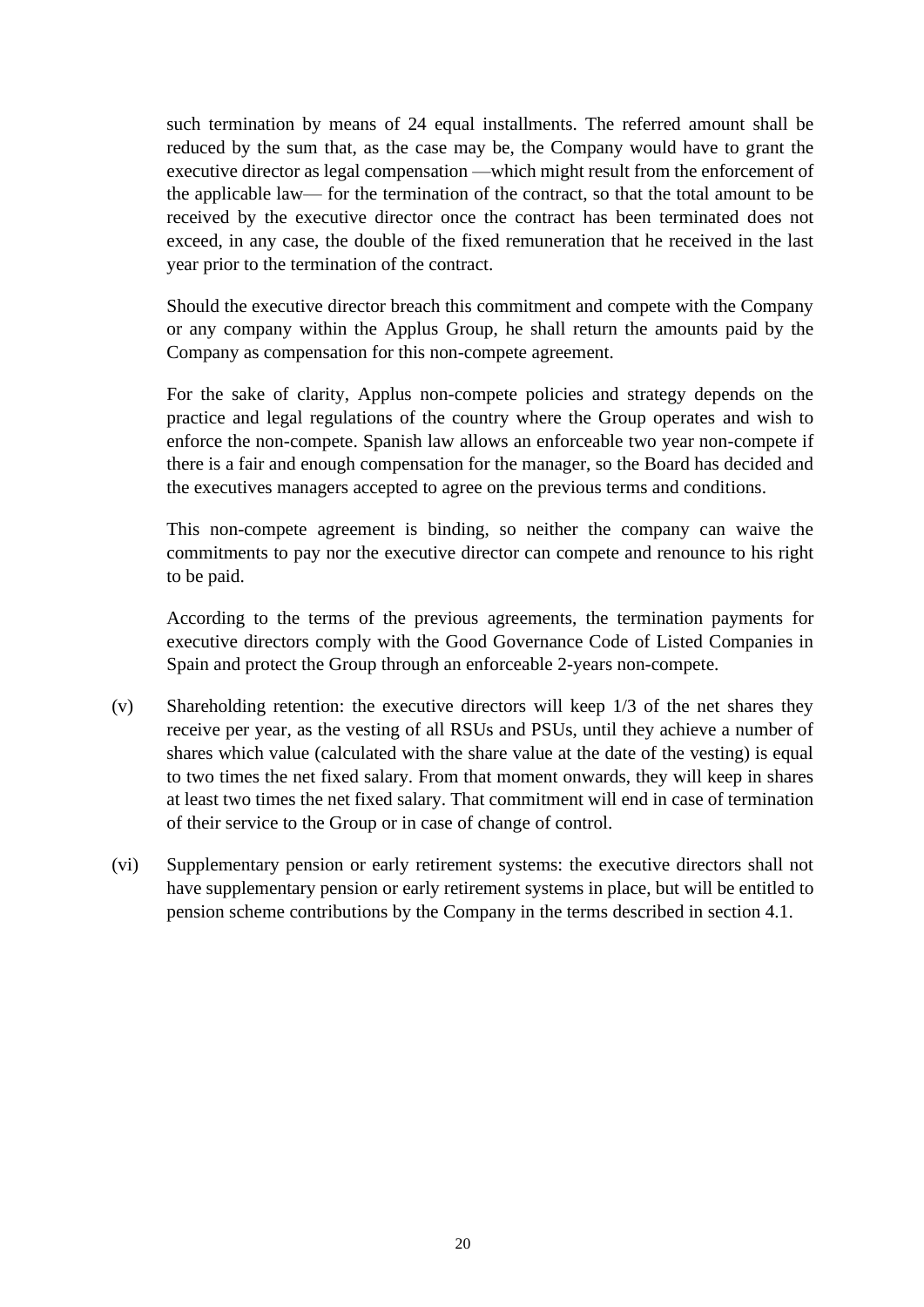such termination by means of 24 equal installments. The referred amount shall be reduced by the sum that, as the case may be, the Company would have to grant the executive director as legal compensation —which might result from the enforcement of the applicable law— for the termination of the contract, so that the total amount to be received by the executive director once the contract has been terminated does not exceed, in any case, the double of the fixed remuneration that he received in the last year prior to the termination of the contract.

Should the executive director breach this commitment and compete with the Company or any company within the Applus Group, he shall return the amounts paid by the Company as compensation for this non-compete agreement.

For the sake of clarity, Applus non-compete policies and strategy depends on the practice and legal regulations of the country where the Group operates and wish to enforce the non-compete. Spanish law allows an enforceable two year non-compete if there is a fair and enough compensation for the manager, so the Board has decided and the executives managers accepted to agree on the previous terms and conditions.

This non-compete agreement is binding, so neither the company can waive the commitments to pay nor the executive director can compete and renounce to his right to be paid.

According to the terms of the previous agreements, the termination payments for executive directors comply with the Good Governance Code of Listed Companies in Spain and protect the Group through an enforceable 2-years non-compete.

(v) Shareholding retention: the executive directors will keep 1/3 of the net shares they receive per year, as the vesting of all RSUs and PSUs, until they achieve a number of shares which value (calculated with the share value at the date of the vesting) is equal to two times the net fixed salary. From that moment onwards, they will keep in shares at least two times the net fixed salary. That commitment will end in case of termination of their service to the Group or in case of change of control.

(vi) Supplementary pension or early retirement systems: the executive directors shall not have supplementary pension or early retirement systems in place, but will be entitled to pension scheme contributions by the Company in the terms described in section 4.1.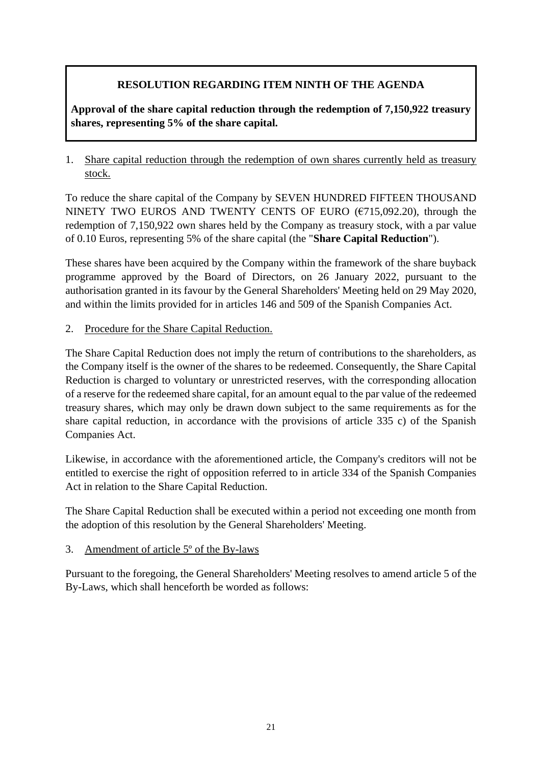**RESOLUTION REGARDING ITEM NINTH OF THE AGENDA**

**Approval of the share capital reduction through the redemption of 7,150,922 treasury shares, representing 5% of the share capital.**

1. Share capital reduction through the redemption of own shares currently held as treasury stock.

To reduce the share capital of the Company by SEVEN HUNDRED FIFTEEN THOUSAND NINETY TWO EUROS AND TWENTY CENTS OF EURO (€715,092.20), through the redemption of 7,150,922 own shares held by the Company as treasury stock, with a par value of 0.10 Euros, representing 5% of the share capital (the "**Share Capital Reduction**").

These shares have been acquired by the Company within the framework of the share buyback programme approved by the Board of Directors, on 26 January 2022, pursuant to the authorisation granted in its favour by the General Shareholders' Meeting held on 29 May 2020, and within the limits provided for in articles 146 and 509 of the Spanish Companies Act.

2. Procedure for the Share Capital Reduction.

The Share Capital Reduction does not imply the return of contributions to the shareholders, as the Company itself is the owner of the shares to be redeemed. Consequently, the Share Capital Reduction is charged to voluntary or unrestricted reserves, with the corresponding allocation of a reserve for the redeemed share capital, for an amount equal to the par value of the redeemed treasury shares, which may only be drawn down subject to the same requirements as for the share capital reduction, in accordance with the provisions of article 335 c) of the Spanish Companies Act.

Likewise, in accordance with the aforementioned article, the Company's creditors will not be entitled to exercise the right of opposition referred to in article 334 of the Spanish Companies Act in relation to the Share Capital Reduction.

The Share Capital Reduction shall be executed within a period not exceeding one month from the adoption of this resolution by the General Shareholders' Meeting.

3. Amendment of article 5º of the By-laws

Pursuant to the foregoing, the General Shareholders' Meeting resolves to amend article 5 of the By-Laws, which shall henceforth be worded as follows: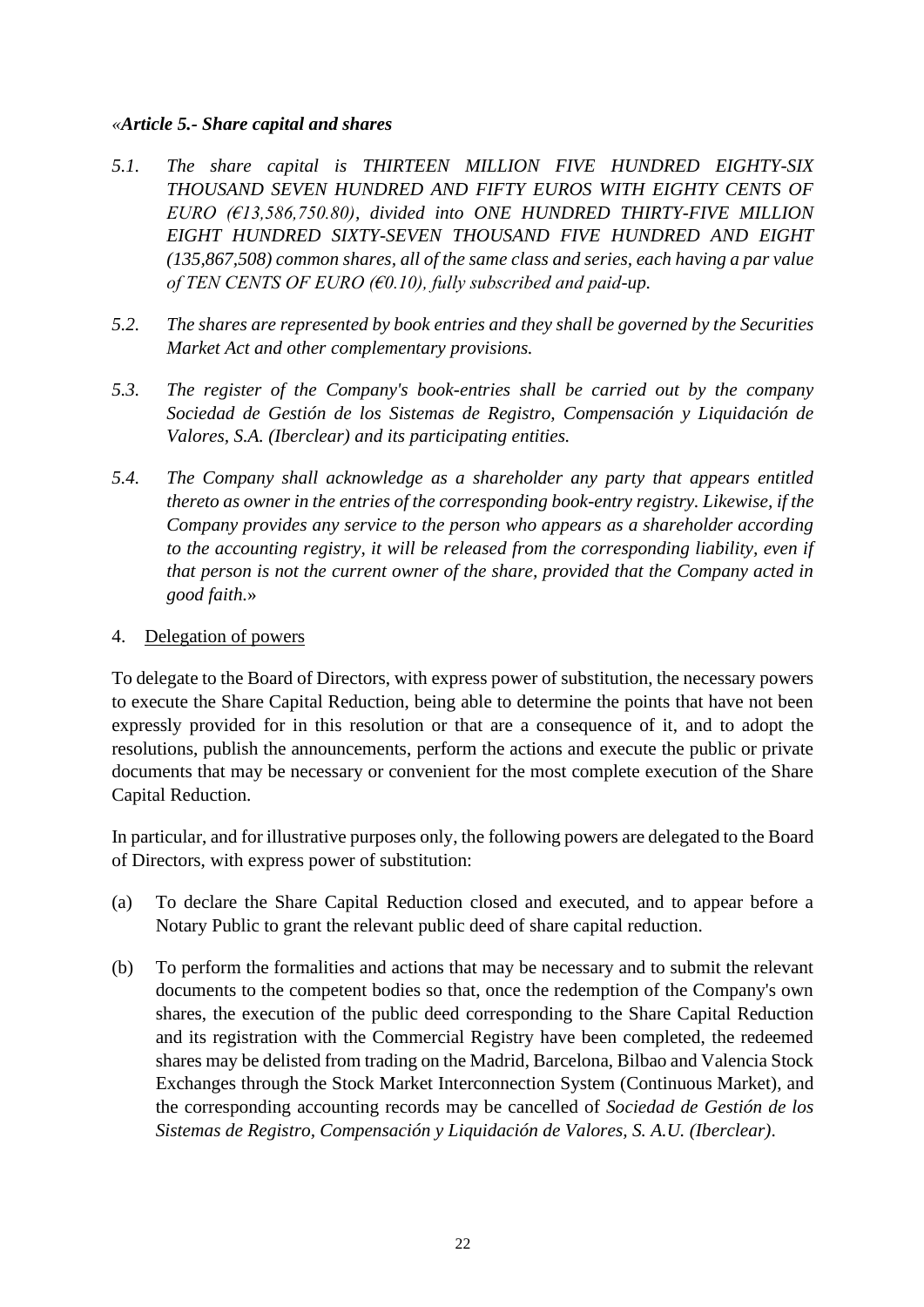*«Article 5.- Share capital and shares*

*5.1. The share capital is THIRTEEN MILLION FIVE HUNDRED EIGHTY-SIX THOUSAND SEVEN HUNDRED AND FIFTY EUROS WITH EIGHTY CENTS OF EURO (€13,586,750.80), divided into ONE HUNDRED THIRTY-FIVE MILLION EIGHT HUNDRED SIXTY-SEVEN THOUSAND FIVE HUNDRED AND EIGHT (135,867,508) common shares, all of the same class and series, each having a par value of TEN CENTS OF EURO (€0.10), fully subscribed and paid-up.*

*5.2. The shares are represented by book entries and they shall be governed by the Securities Market Act and other complementary provisions.*

*5.3. The register of the Company's book-entries shall be carried out by the company Sociedad de Gestión de los Sistemas de Registro, Compensación y Liquidación de Valores, S.A. (Iberclear) and its participating entities.*

*5.4. The Company shall acknowledge as a shareholder any party that appears entitled thereto as owner in the entries of the corresponding book-entry registry. Likewise, if the Company provides any service to the person who appears as a shareholder according to the accounting registry, it will be released from the corresponding liability, even if that person is not the current owner of the share, provided that the Company acted in good faith.»*

4. Delegation of powers

To delegate to the Board of Directors, with express power of substitution, the necessary powers to execute the Share Capital Reduction, being able to determine the points that have not been expressly provided for in this resolution or that are a consequence of it, and to adopt the resolutions, publish the announcements, perform the actions and execute the public or private documents that may be necessary or convenient for the most complete execution of the Share Capital Reduction.

In particular, and for illustrative purposes only, the following powers are delegated to the Board of Directors, with express power of substitution:

(a) To declare the Share Capital Reduction closed and executed, and to appear before a Notary Public to grant the relevant public deed of share capital reduction.

(b) To perform the formalities and actions that may be necessary and to submit the relevant documents to the competent bodies so that, once the redemption of the Company's own shares, the execution of the public deed corresponding to the Share Capital Reduction and its registration with the Commercial Registry have been completed, the redeemed shares may be delisted from trading on the Madrid, Barcelona, Bilbao and Valencia Stock Exchanges through the Stock Market Interconnection System (Continuous Market), and the corresponding accounting records may be cancelled of *Sociedad de Gestión de los Sistemas de Registro, Compensación y Liquidación de Valores, S. A.U. (Iberclear)*.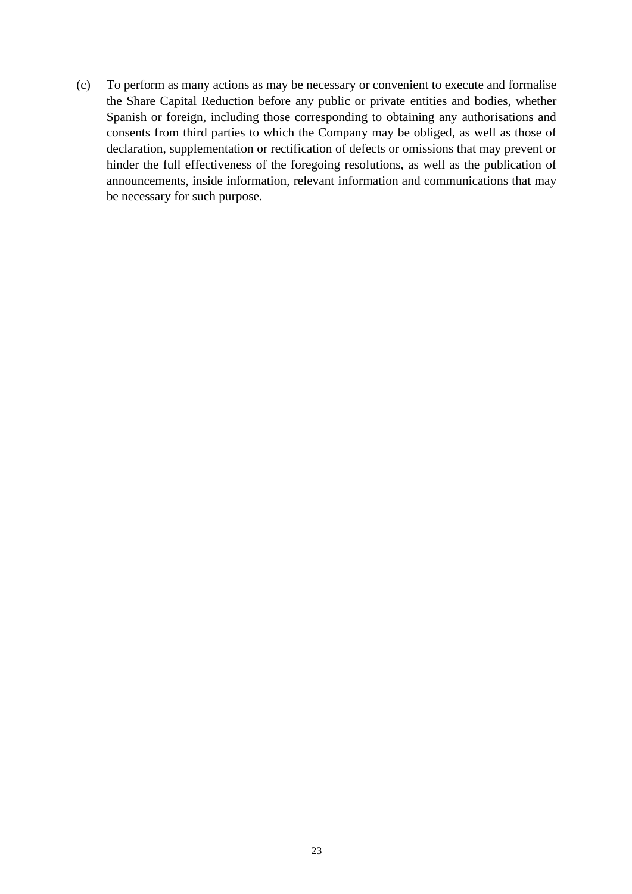(c) To perform as many actions as may be necessary or convenient to execute and formalise the Share Capital Reduction before any public or private entities and bodies, whether Spanish or foreign, including those corresponding to obtaining any authorisations and consents from third parties to which the Company may be obliged, as well as those of declaration, supplementation or rectification of defects or omissions that may prevent or hinder the full effectiveness of the foregoing resolutions, as well as the publication of announcements, inside information, relevant information and communications that may be necessary for such purpose.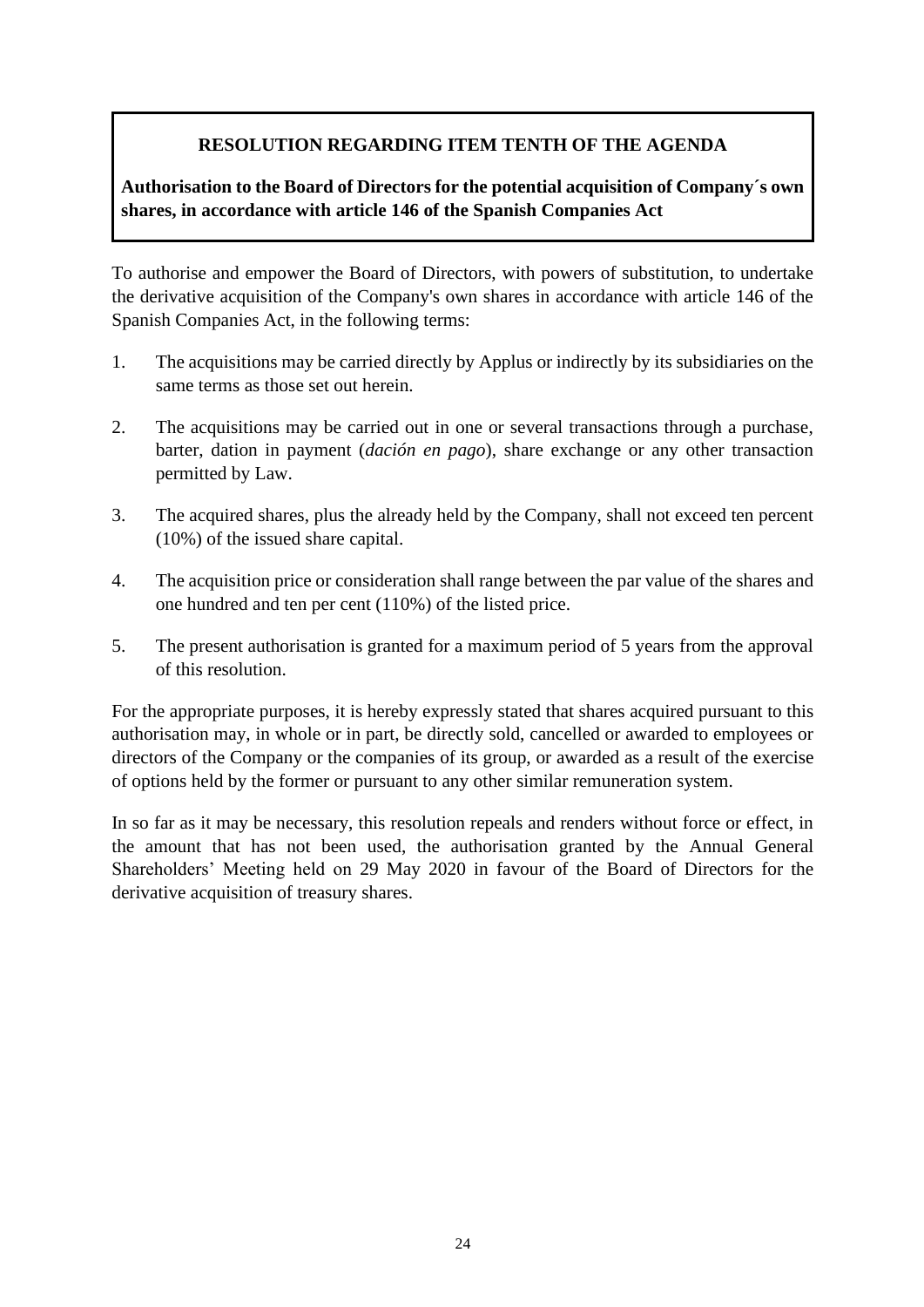**RESOLUTION REGARDING ITEM TENTH OF THE AGENDA**

**Authorisation to the Board of Directors for the potential acquisition of Company´s own shares, in accordance with article 146 of the Spanish Companies Act**

To authorise and empower the Board of Directors, with powers of substitution, to undertake the derivative acquisition of the Company's own shares in accordance with article 146 of the Spanish Companies Act, in the following terms:

1. The acquisitions may be carried directly by Applus or indirectly by its subsidiaries on the same terms as those set out herein.
2. The acquisitions may be carried out in one or several transactions through a purchase, barter, dation in payment (*dación en pago*), share exchange or any other transaction permitted by Law.
3. The acquired shares, plus the already held by the Company, shall not exceed ten percent (10%) of the issued share capital.
4. The acquisition price or consideration shall range between the par value of the shares and one hundred and ten per cent (110%) of the listed price.
5. The present authorisation is granted for a maximum period of 5 years from the approval of this resolution.

For the appropriate purposes, it is hereby expressly stated that shares acquired pursuant to this authorisation may, in whole or in part, be directly sold, cancelled or awarded to employees or directors of the Company or the companies of its group, or awarded as a result of the exercise of options held by the former or pursuant to any other similar remuneration system.

In so far as it may be necessary, this resolution repeals and renders without force or effect, in the amount that has not been used, the authorisation granted by the Annual General Shareholders' Meeting held on 29 May 2020 in favour of the Board of Directors for the derivative acquisition of treasury shares.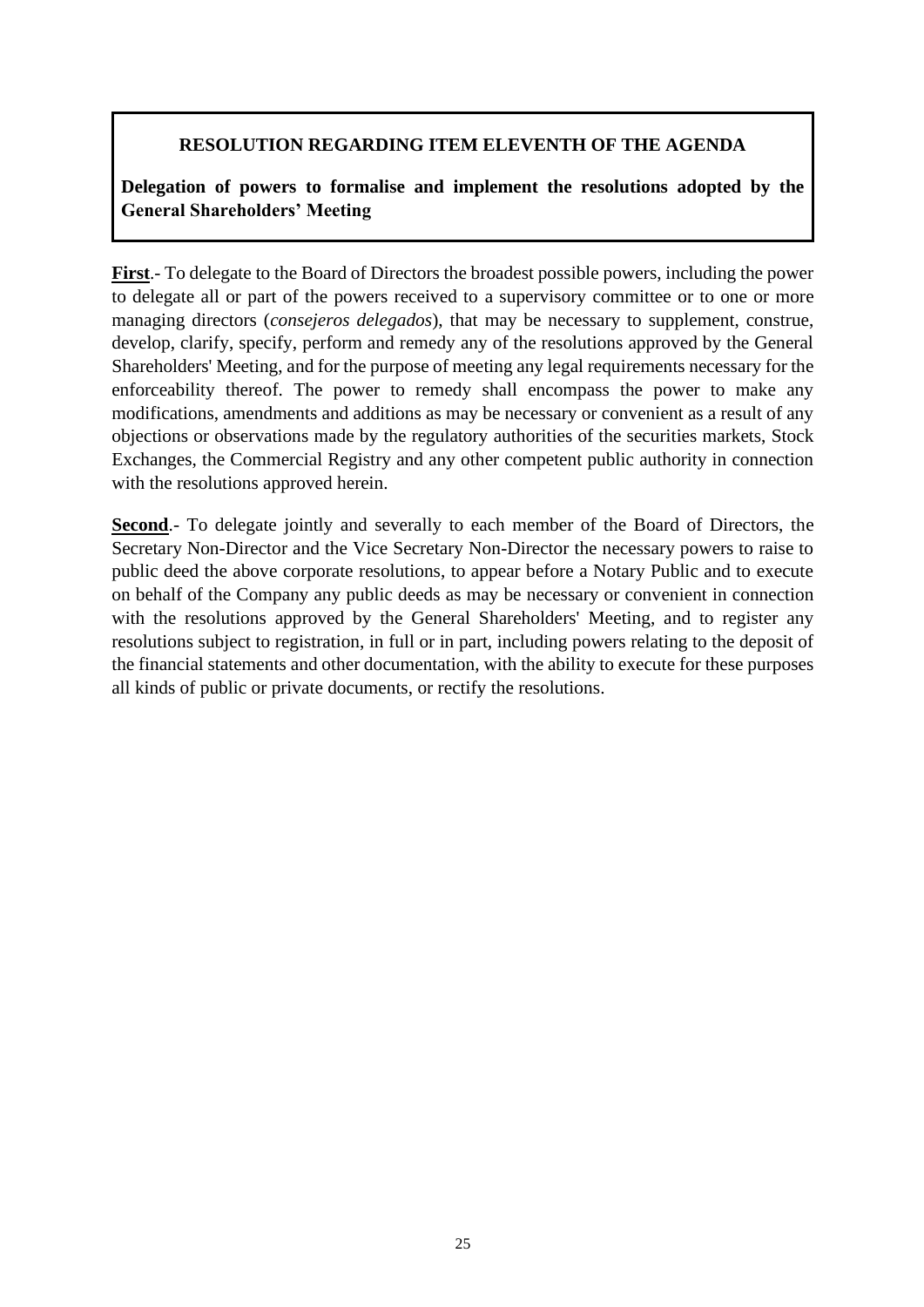**RESOLUTION REGARDING ITEM ELEVENTH OF THE AGENDA**

**Delegation of powers to formalise and implement the resolutions adopted by the General Shareholders' Meeting**

**First**.- To delegate to the Board of Directors the broadest possible powers, including the power to delegate all or part of the powers received to a supervisory committee or to one or more managing directors (*consejeros delegados*), that may be necessary to supplement, construe, develop, clarify, specify, perform and remedy any of the resolutions approved by the General Shareholders' Meeting, and for the purpose of meeting any legal requirements necessary for the enforceability thereof. The power to remedy shall encompass the power to make any modifications, amendments and additions as may be necessary or convenient as a result of any objections or observations made by the regulatory authorities of the securities markets, Stock Exchanges, the Commercial Registry and any other competent public authority in connection with the resolutions approved herein.

**Second**.- To delegate jointly and severally to each member of the Board of Directors, the Secretary Non-Director and the Vice Secretary Non-Director the necessary powers to raise to public deed the above corporate resolutions, to appear before a Notary Public and to execute on behalf of the Company any public deeds as may be necessary or convenient in connection with the resolutions approved by the General Shareholders' Meeting, and to register any resolutions subject to registration, in full or in part, including powers relating to the deposit of the financial statements and other documentation, with the ability to execute for these purposes all kinds of public or private documents, or rectify the resolutions.